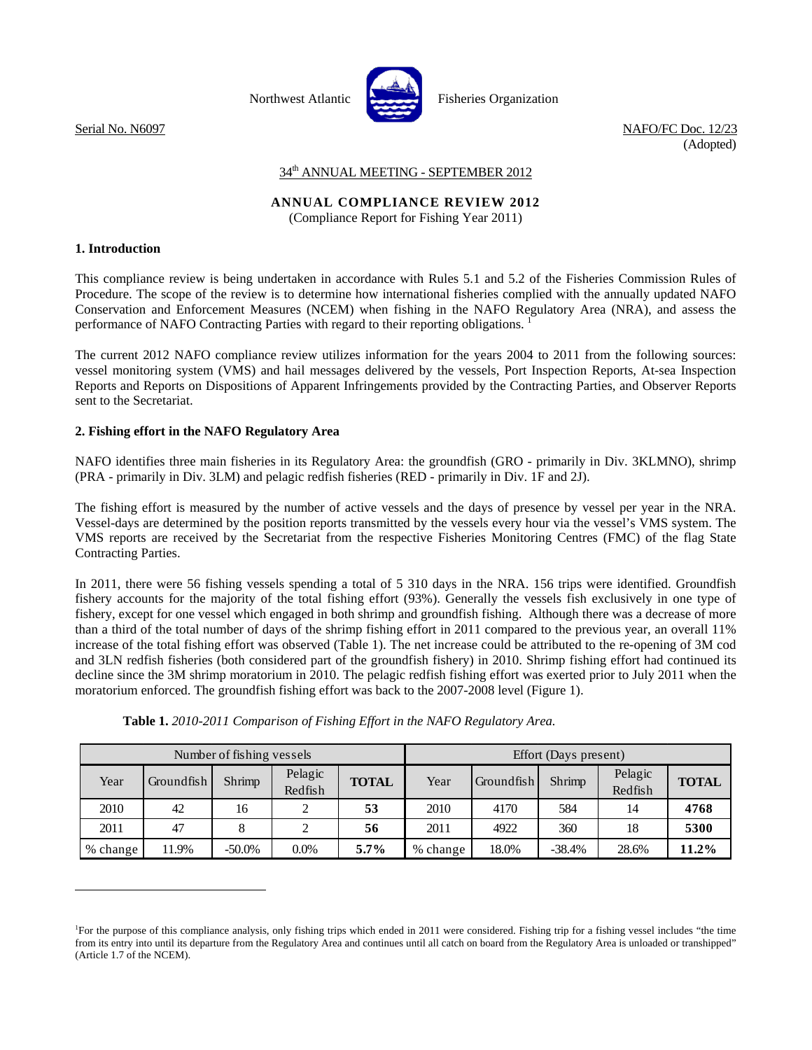Northwest Atlantic Fisheries Organization

Serial No. N6097

NAFO/FC Doc. 12/23
(Adopted)

34th ANNUAL MEETING - SEPTEMBER 2012

## ANNUAL COMPLIANCE REVIEW 2012

(Compliance Report for Fishing Year 2011)

### 1. Introduction

This compliance review is being undertaken in accordance with Rules 5.1 and 5.2 of the Fisheries Commission Rules of Procedure. The scope of the review is to determine how international fisheries complied with the annually updated NAFO Conservation and Enforcement Measures (NCEM) when fishing in the NAFO Regulatory Area (NRA), and assess the performance of NAFO Contracting Parties with regard to their reporting obligations. [1]

The current 2012 NAFO compliance review utilizes information for the years 2004 to 2011 from the following sources: vessel monitoring system (VMS) and hail messages delivered by the vessels, Port Inspection Reports, At-sea Inspection Reports and Reports on Dispositions of Apparent Infringements provided by the Contracting Parties, and Observer Reports sent to the Secretariat.

### 2. Fishing effort in the NAFO Regulatory Area

NAFO identifies three main fisheries in its Regulatory Area: the groundfish (GRO - primarily in Div. 3KLMNO), shrimp (PRA - primarily in Div. 3LM) and pelagic redfish fisheries (RED - primarily in Div. 1F and 2J).

The fishing effort is measured by the number of active vessels and the days of presence by vessel per year in the NRA. Vessel-days are determined by the position reports transmitted by the vessels every hour via the vessel's VMS system. The VMS reports are received by the Secretariat from the respective Fisheries Monitoring Centres (FMC) of the flag State Contracting Parties.

In 2011, there were 56 fishing vessels spending a total of 5 310 days in the NRA. 156 trips were identified. Groundfish fishery accounts for the majority of the total fishing effort (93%). Generally the vessels fish exclusively in one type of fishery, except for one vessel which engaged in both shrimp and groundfish fishing. Although there was a decrease of more than a third of the total number of days of the shrimp fishing effort in 2011 compared to the previous year, an overall 11% increase of the total fishing effort was observed (Table 1). The net increase could be attributed to the re-opening of 3M cod and 3LN redfish fisheries (both considered part of the groundfish fishery) in 2010. Shrimp fishing effort had continued its decline since the 3M shrimp moratorium in 2010. The pelagic redfish fishing effort was exerted prior to July 2011 when the moratorium enforced. The groundfish fishing effort was back to the 2007-2008 level (Figure 1).

**Table 1.** *2010-2011 Comparison of Fishing Effort in the NAFO Regulatory Area.*

| Number of fishing vessels | | | | | Effort (Days present) | | | | |
|---|---|---|---|---|---|---|---|---|---|
| Year | Groundfish | Shrimp | Pelagic Redfish | **TOTAL** | Year | Groundfish | Shrimp | Pelagic Redfish | **TOTAL** |
| 2010 | 42 | 16 | 2 | **53** | 2010 | 4170 | 584 | 14 | **4768** |
| 2011 | 47 | 8 | 2 | **56** | 2011 | 4922 | 360 | 18 | **5300** |
| % change | 11.9% | -50.0% | 0.0% | **5.7%** | % change | 18.0% | -38.4% | 28.6% | **11.2%** |

[1] For the purpose of this compliance analysis, only fishing trips which ended in 2011 were considered. Fishing trip for a fishing vessel includes "the time from its entry into until its departure from the Regulatory Area and continues until all catch on board from the Regulatory Area is unloaded or transhipped" (Article 1.7 of the NCEM).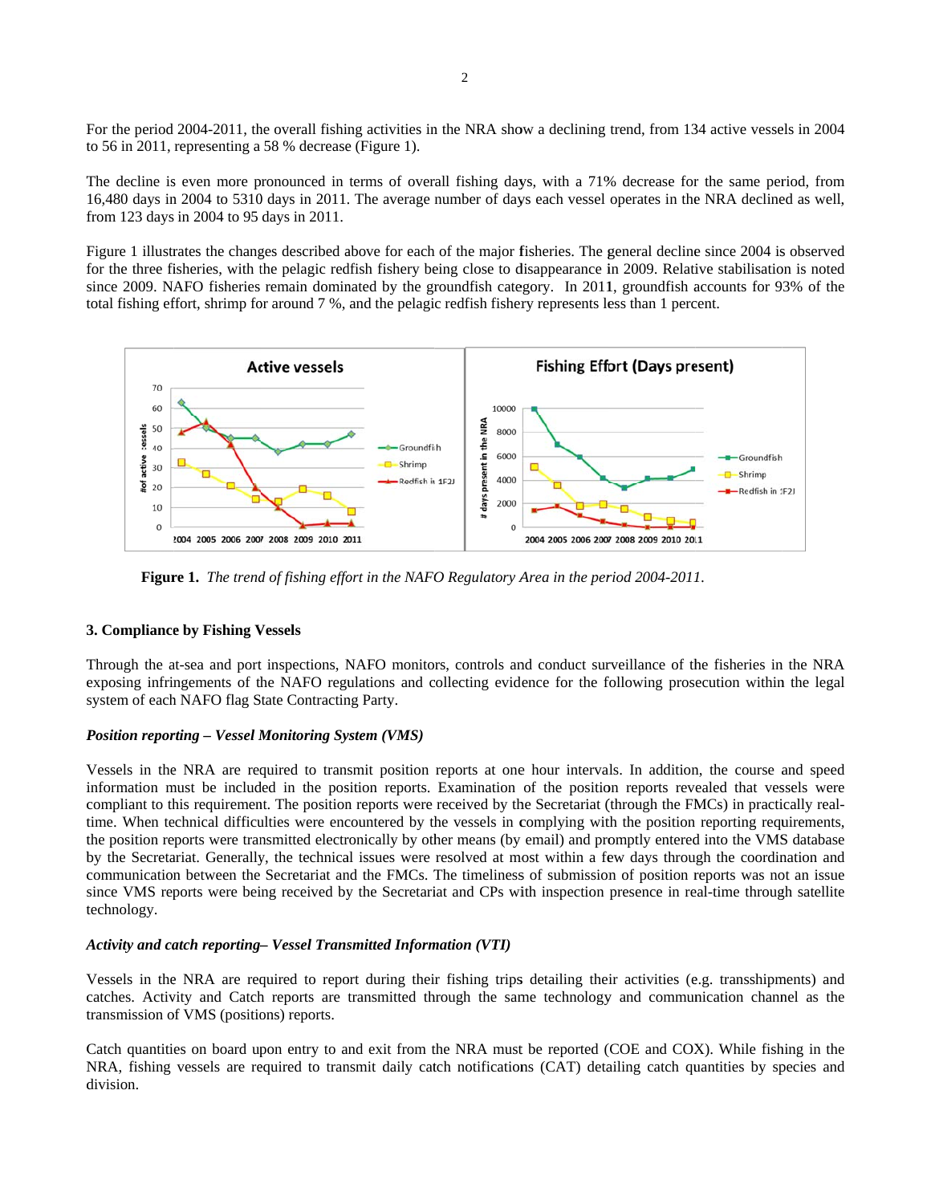For the period 2004-2011, the overall fishing activities in the NRA show a declining trend, from 134 active vessels in 2004 to 56 in 2011, representing a 58 % decrease (Figure 1).

The decline is even more pronounced in terms of overall fishing days, with a 71% decrease for the same period, from 16,480 days in 2004 to 5310 days in 2011. The average number of days each vessel operates in the NRA declined as well, from 123 days in 2004 to 95 days in 2011.

Figure 1 illustrates the changes described above for each of the major fisheries. The general decline since 2004 is observed for the three fisheries, with the pelagic redfish fishery being close to disappearance in 2009. Relative stabilisation is noted since 2009. NAFO fisheries remain dominated by the groundfish category. In 2011, groundfish accounts for 93% of the total fishing effort, shrimp for around 7 %, and the pelagic redfish fishery represents less than 1 percent.

Active vessels

#of active vessels

0
10
20
30
40
50
60
70

2004 2005 2006 2007 2008 2009 2010 2011

Groundfish
Shrimp
Redfish in 1F2J

Fishing Effort (Days present)

# days present in the NRA

0
2000
4000
6000
8000
10000

2004 2005 2006 2007 2008 2009 2010 2011

Groundfish
Shrimp
Redfish in 1F2J

**Figure 1.** *The trend of fishing effort in the NAFO Regulatory Area in the period 2004-2011.*

### 3. Compliance by Fishing Vessels

Through the at-sea and port inspections, NAFO monitors, controls and conduct surveillance of the fisheries in the NRA exposing infringements of the NAFO regulations and collecting evidence for the following prosecution within the legal system of each NAFO flag State Contracting Party.

#### *Position reporting – Vessel Monitoring System (VMS)*

Vessels in the NRA are required to transmit position reports at one hour intervals. In addition, the course and speed information must be included in the position reports. Examination of the position reports revealed that vessels were compliant to this requirement. The position reports were received by the Secretariat (through the FMCs) in practically real-time. When technical difficulties were encountered by the vessels in complying with the position reporting requirements, the position reports were transmitted electronically by other means (by email) and promptly entered into the VMS database by the Secretariat. Generally, the technical issues were resolved at most within a few days through the coordination and communication between the Secretariat and the FMCs. The timeliness of submission of position reports was not an issue since VMS reports were being received by the Secretariat and CPs with inspection presence in real-time through satellite technology.

#### *Activity and catch reporting– Vessel Transmitted Information (VTI)*

Vessels in the NRA are required to report during their fishing trips detailing their activities (e.g. transshipments) and catches. Activity and Catch reports are transmitted through the same technology and communication channel as the transmission of VMS (positions) reports.

Catch quantities on board upon entry to and exit from the NRA must be reported (COE and COX). While fishing in the NRA, fishing vessels are required to transmit daily catch notifications (CAT) detailing catch quantities by species and division.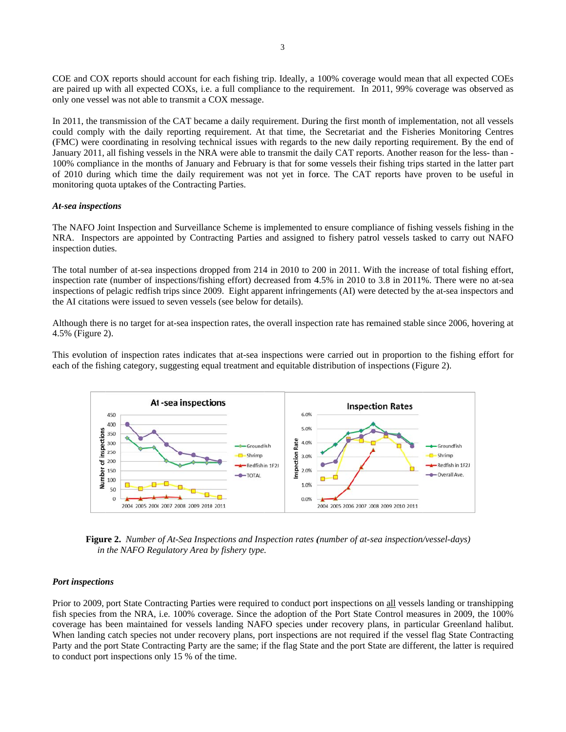COE and COX reports should account for each fishing trip. Ideally, a 100% coverage would mean that all expected COEs are paired up with all expected COXs, i.e. a full compliance to the requirement. In 2011, 99% coverage was observed as only one vessel was not able to transmit a COX message.

In 2011, the transmission of the CAT became a daily requirement. During the first month of implementation, not all vessels could comply with the daily reporting requirement. At that time, the Secretariat and the Fisheries Monitoring Centres (FMC) were coordinating in resolving technical issues with regards to the new daily reporting requirement. By the end of January 2011, all fishing vessels in the NRA were able to transmit the daily CAT reports. Another reason for the less- than - 100% compliance in the months of January and February is that for some vessels their fishing trips started in the latter part of 2010 during which time the daily requirement was not yet in force. The CAT reports have proven to be useful in monitoring quota uptakes of the Contracting Parties.

***At-sea inspections***

The NAFO Joint Inspection and Surveillance Scheme is implemented to ensure compliance of fishing vessels fishing in the NRA. Inspectors are appointed by Contracting Parties and assigned to fishery patrol vessels tasked to carry out NAFO inspection duties.

The total number of at-sea inspections dropped from 214 in 2010 to 200 in 2011. With the increase of total fishing effort, inspection rate (number of inspections/fishing effort) decreased from 4.5% in 2010 to 3.8 in 2011%. There were no at-sea inspections of pelagic redfish trips since 2009. Eight apparent infringements (AI) were detected by the at-sea inspectors and the AI citations were issued to seven vessels (see below for details).

Although there is no target for at-sea inspection rates, the overall inspection rate has remained stable since 2006, hovering at 4.5% (Figure 2).

This evolution of inspection rates indicates that at-sea inspections were carried out in proportion to the fishing effort for each of the fishing category, suggesting equal treatment and equitable distribution of inspections (Figure 2).

At-sea inspections

Number of inspections

450
400
350
300
250
200
150
100
50
0

2004 2005 2006 2007 2008 2009 2010 2011

Groundfish
Shrimp
Redfish in 1F2J
TOTAL

Inspection Rates

Inspection Rate

6.0%
5.0%
4.0%
3.0%
2.0%
1.0%
0.0%

2004 2005 2006 2007 2008 2009 2010 2011

Groundfish
Shrimp
Redfish in 1F2J
Overall Ave.

**Figure 2.** *Number of At-Sea Inspections and Inspection rates (number of at-sea inspection/vessel-days) in the NAFO Regulatory Area by fishery type.*

***Port inspections***

Prior to 2009, port State Contracting Parties were required to conduct port inspections on <u>all</u> vessels landing or transhipping fish species from the NRA, i.e. 100% coverage. Since the adoption of the Port State Control measures in 2009, the 100% coverage has been maintained for vessels landing NAFO species under recovery plans, in particular Greenland halibut. When landing catch species not under recovery plans, port inspections are not required if the vessel flag State Contracting Party and the port State Contracting Party are the same; if the flag State and the port State are different, the latter is required to conduct port inspections only 15 % of the time.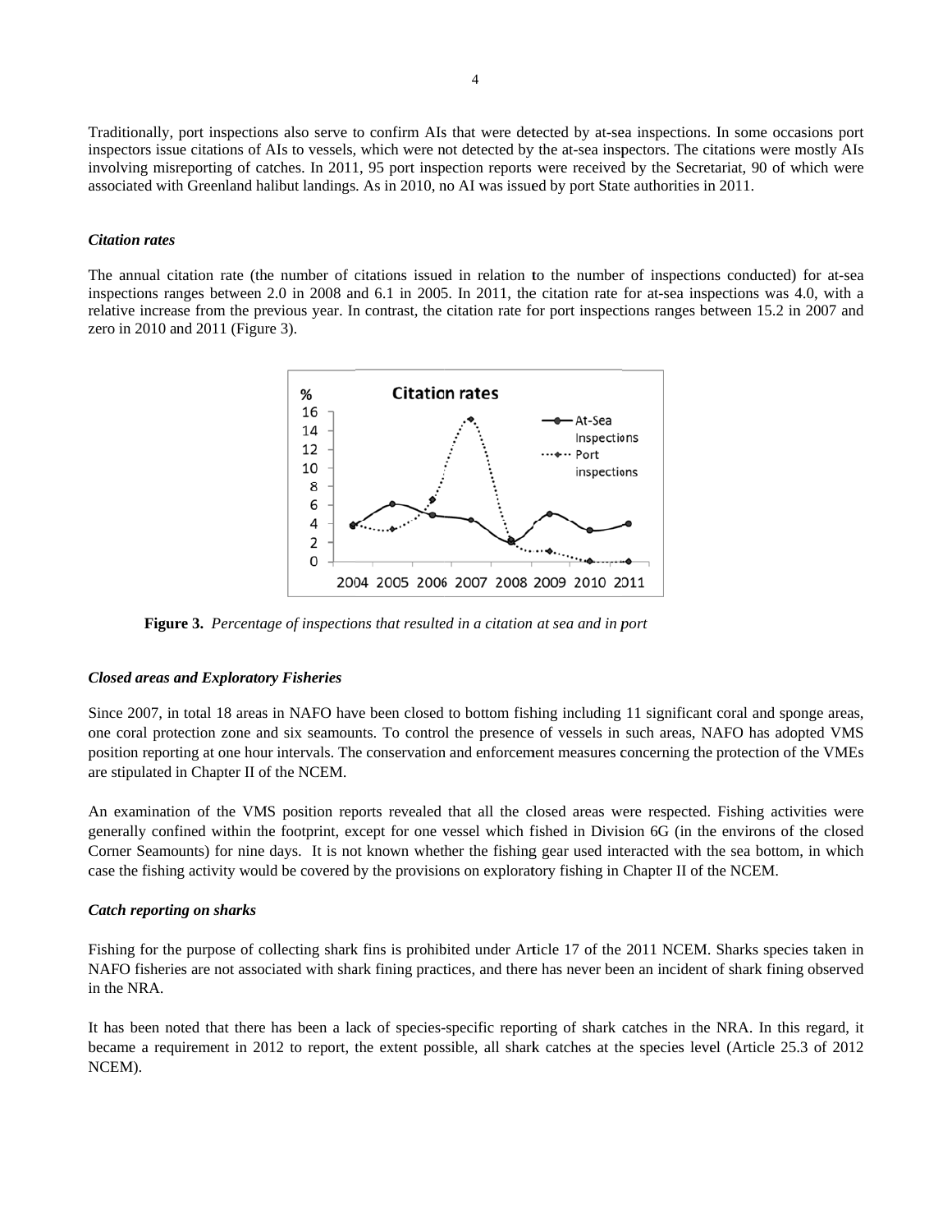Traditionally, port inspections also serve to confirm AIs that were detected by at-sea inspections. In some occasions port inspectors issue citations of AIs to vessels, which were not detected by the at-sea inspectors. The citations were mostly AIs involving misreporting of catches. In 2011, 95 port inspection reports were received by the Secretariat, 90 of which were associated with Greenland halibut landings. As in 2010, no AI was issued by port State authorities in 2011.

### *Citation rates*

The annual citation rate (the number of citations issued in relation to the number of inspections conducted) for at-sea inspections ranges between 2.0 in 2008 and 6.1 in 2005. In 2011, the citation rate for at-sea inspections was 4.0, with a relative increase from the previous year. In contrast, the citation rate for port inspections ranges between 15.2 in 2007 and zero in 2010 and 2011 (Figure 3).

Citation rates

%

16
14
12
10
8
6
4
2
0

2004 2005 2006 2007 2008 2009 2010 2011

At-Sea Inspections

Port inspections

**Figure 3.** *Percentage of inspections that resulted in a citation at sea and in port*

### *Closed areas and Exploratory Fisheries*

Since 2007, in total 18 areas in NAFO have been closed to bottom fishing including 11 significant coral and sponge areas, one coral protection zone and six seamounts. To control the presence of vessels in such areas, NAFO has adopted VMS position reporting at one hour intervals. The conservation and enforcement measures concerning the protection of the VMEs are stipulated in Chapter II of the NCEM.

An examination of the VMS position reports revealed that all the closed areas were respected. Fishing activities were generally confined within the footprint, except for one vessel which fished in Division 6G (in the environs of the closed Corner Seamounts) for nine days. It is not known whether the fishing gear used interacted with the sea bottom, in which case the fishing activity would be covered by the provisions on exploratory fishing in Chapter II of the NCEM.

### *Catch reporting on sharks*

Fishing for the purpose of collecting shark fins is prohibited under Article 17 of the 2011 NCEM. Sharks species taken in NAFO fisheries are not associated with shark fining practices, and there has never been an incident of shark fining observed in the NRA.

It has been noted that there has been a lack of species-specific reporting of shark catches in the NRA. In this regard, it became a requirement in 2012 to report, the extent possible, all shark catches at the species level (Article 25.3 of 2012 NCEM).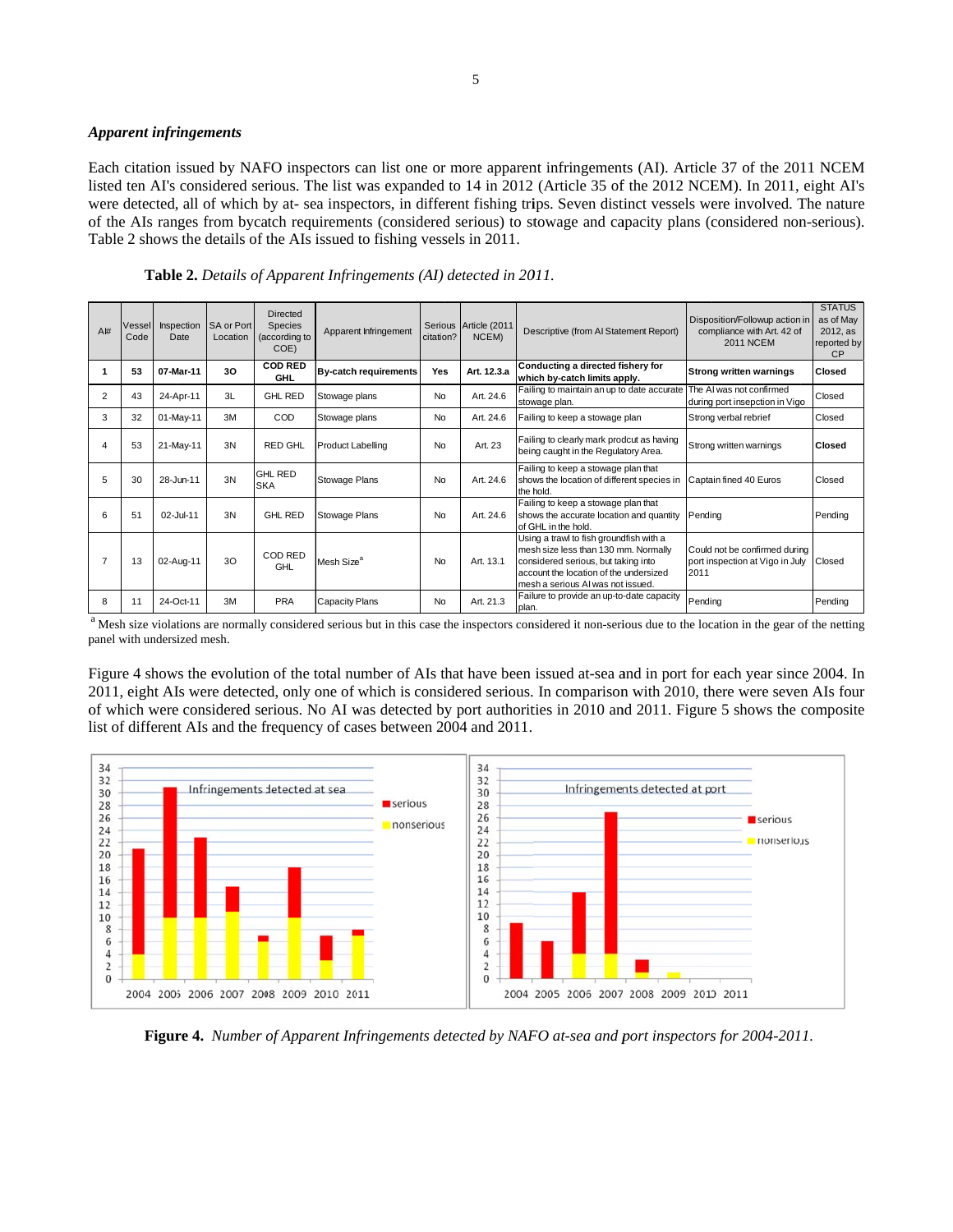### *Apparent infringements*

Each citation issued by NAFO inspectors can list one or more apparent infringements (AI). Article 37 of the 2011 NCEM listed ten AI's considered serious. The list was expanded to 14 in 2012 (Article 35 of the 2012 NCEM). In 2011, eight AI's were detected, all of which by at- sea inspectors, in different fishing trips. Seven distinct vessels were involved. The nature of the AIs ranges from bycatch requirements (considered serious) to stowage and capacity plans (considered non-serious). Table 2 shows the details of the AIs issued to fishing vessels in 2011.

**Table 2.** *Details of Apparent Infringements (AI) detected in 2011.*

| AI# | Vessel Code | Inspection Date | SA or Port Location | Directed Species (according to COE) | Apparent Infringement | Serious citation? | Article (2011 NCEM) | Descriptive (from AI Statement Report) | Disposition/Followup action in compliance with Art. 42 of 2011 NCEM | STATUS as of May 2012, as reported by CP |
|---|---|---|---|---|---|---|---|---|---|---|
| **1** | **53** | **07-Mar-11** | **3O** | **COD RED GHL** | **By-catch requirements** | **Yes** | **Art. 12.3.a** | **Conducting a directed fishery for which by-catch limits apply.** | **Strong written warnings** | **Closed** |
| 2 | 43 | 24-Apr-11 | 3L | GHL RED | Stowage plans | No | Art. 24.6 | Failing to maintain an up to date accurate stowage plan. | The AI was not confirmed during port insepction in Vigo | Closed |
| 3 | 32 | 01-May-11 | 3M | COD | Stowage plans | No | Art. 24.6 | Failing to keep a stowage plan | Strong verbal rebrief | Closed |
| 4 | 53 | 21-May-11 | 3N | RED GHL | Product Labelling | No | Art. 23 | Failing to clearly mark prodcut as having being caught in the Regulatory Area. | Strong written warnings | **Closed** |
| 5 | 30 | 28-Jun-11 | 3N | GHL RED SKA | Stowage Plans | No | Art. 24.6 | Failing to keep a stowage plan that shows the location of different species in the hold. | Captain fined 40 Euros | Closed |
| 6 | 51 | 02-Jul-11 | 3N | GHL RED | Stowage Plans | No | Art. 24.6 | Failing to keep a stowage plan that shows the accurate location and quantity of GHL in the hold. | Pending | Pending |
| 7 | 13 | 02-Aug-11 | 3O | COD RED GHL | Mesh Size[a] | No | Art. 13.1 | Using a trawl to fish groundfish with a mesh size less than 130 mm. Normally considered serious, but taking into account the location of the undersized mesh a serious AI was not issued. | Could not be confirmed during port inspection at Vigo in July 2011 | Closed |
| 8 | 11 | 24-Oct-11 | 3M | PRA | Capacity Plans | No | Art. 21.3 | Failure to provide an up-to-date capacity plan. | Pending | Pending |

[a] Mesh size violations are normally considered serious but in this case the inspectors considered it non-serious due to the location in the gear of the netting panel with undersized mesh.

Figure 4 shows the evolution of the total number of AIs that have been issued at-sea and in port for each year since 2004. In 2011, eight AIs were detected, only one of which is considered serious. In comparison with 2010, there were seven AIs four of which were considered serious. No AI was detected by port authorities in 2010 and 2011. Figure 5 shows the composite list of different AIs and the frequency of cases between 2004 and 2011.

Infringements detected at sea

serious
nonserious

0 2 4 6 8 10 12 14 16 18 20 22 24 26 28 30 32 34

2004 2005 2006 2007 2008 2009 2010 2011

Infringements detected at port

serious
nonserious

0 2 4 6 8 10 12 14 16 18 20 22 24 26 28 30 32 34

2004 2005 2006 2007 2008 2009 2010 2011

**Figure 4.** *Number of Apparent Infringements detected by NAFO at-sea and port inspectors for 2004-2011.*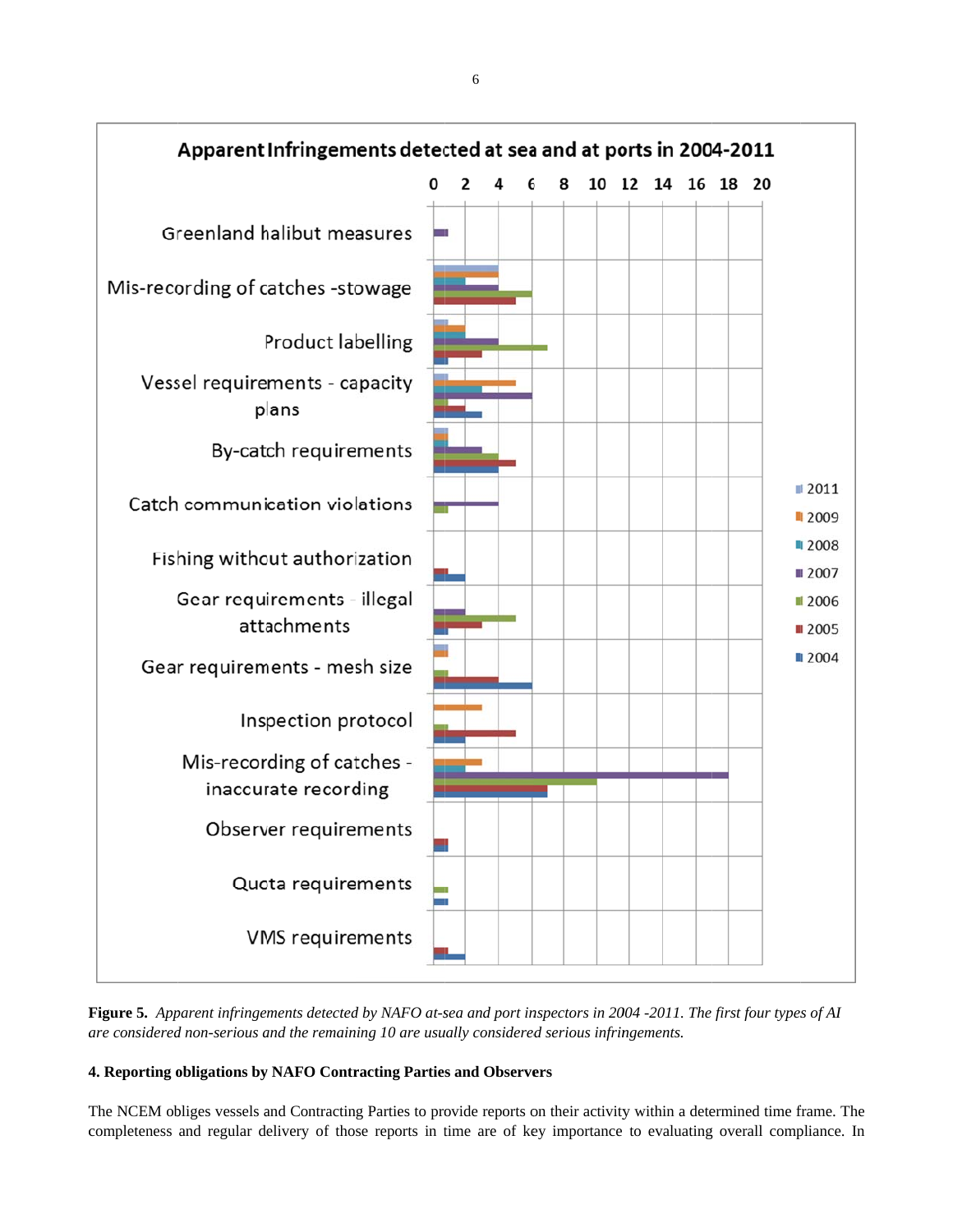Apparent Infringements detected at sea and at ports in 2004-2011

0 2 4 6 8 10 12 14 16 18 20

Greenland halibut measures

Mis-recording of catches -stowage

Product labelling

Vessel requirements - capacity plans

By-catch requirements

Catch communication violations

Fishing without authorization

Gear requirements - illegal attachments

Gear requirements - mesh size

Inspection protocol

Mis-recording of catches - inaccurate recording

Observer requirements

Quota requirements

VMS requirements

2011
2009
2008
2007
2006
2005
2004

**Figure 5.** *Apparent infringements detected by NAFO at-sea and port inspectors in 2004 -2011. The first four types of AI are considered non-serious and the remaining 10 are usually considered serious infringements.*

**4. Reporting obligations by NAFO Contracting Parties and Observers**

The NCEM obliges vessels and Contracting Parties to provide reports on their activity within a determined time frame. The completeness and regular delivery of those reports in time are of key importance to evaluating overall compliance. In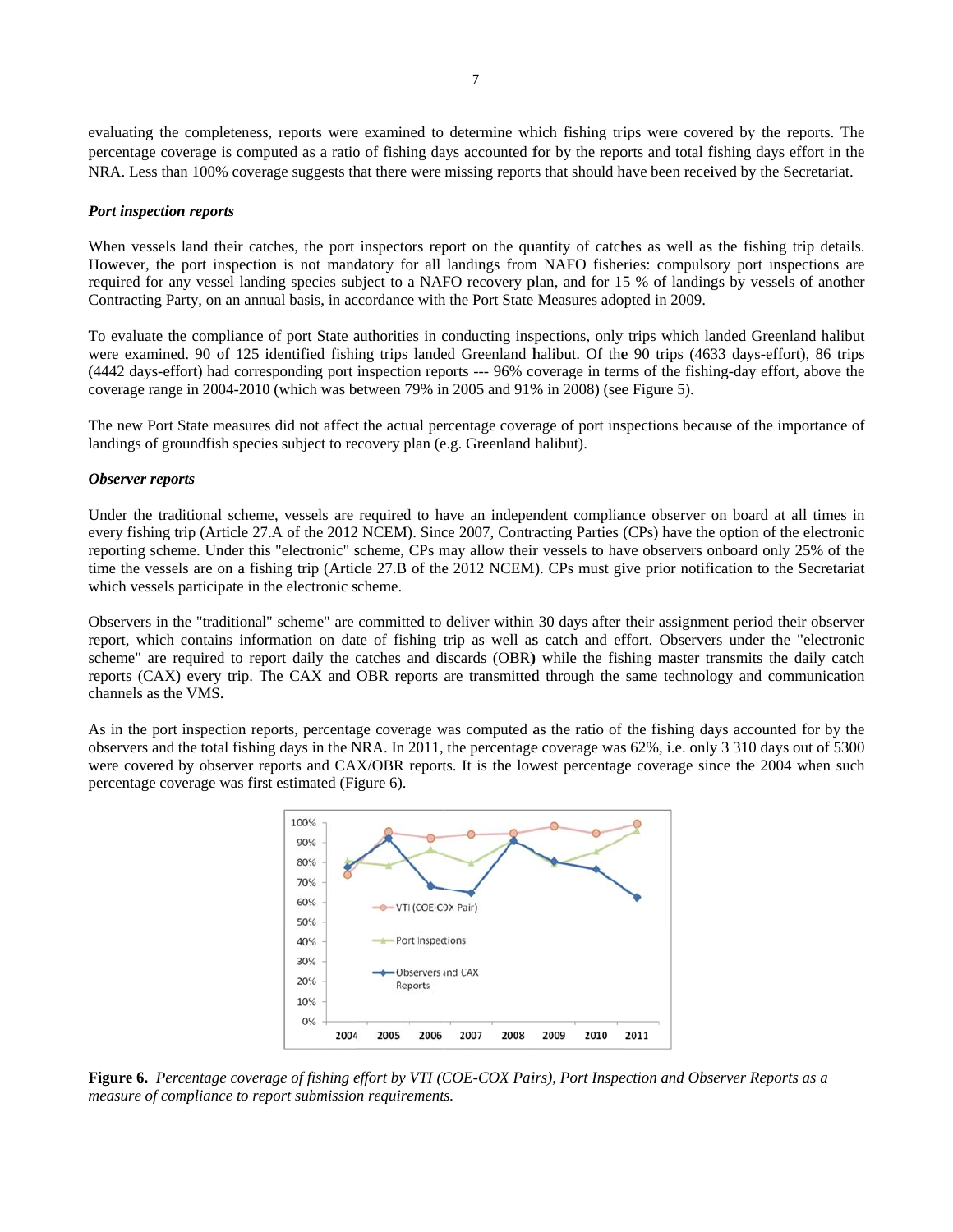evaluating the completeness, reports were examined to determine which fishing trips were covered by the reports. The percentage coverage is computed as a ratio of fishing days accounted for by the reports and total fishing days effort in the NRA. Less than 100% coverage suggests that there were missing reports that should have been received by the Secretariat.

***Port inspection reports***

When vessels land their catches, the port inspectors report on the quantity of catches as well as the fishing trip details. However, the port inspection is not mandatory for all landings from NAFO fisheries: compulsory port inspections are required for any vessel landing species subject to a NAFO recovery plan, and for 15 % of landings by vessels of another Contracting Party, on an annual basis, in accordance with the Port State Measures adopted in 2009.

To evaluate the compliance of port State authorities in conducting inspections, only trips which landed Greenland halibut were examined. 90 of 125 identified fishing trips landed Greenland halibut. Of the 90 trips (4633 days-effort), 86 trips (4442 days-effort) had corresponding port inspection reports --- 96% coverage in terms of the fishing-day effort, above the coverage range in 2004-2010 (which was between 79% in 2005 and 91% in 2008) (see Figure 5).

The new Port State measures did not affect the actual percentage coverage of port inspections because of the importance of landings of groundfish species subject to recovery plan (e.g. Greenland halibut).

***Observer reports***

Under the traditional scheme, vessels are required to have an independent compliance observer on board at all times in every fishing trip (Article 27.A of the 2012 NCEM). Since 2007, Contracting Parties (CPs) have the option of the electronic reporting scheme. Under this "electronic" scheme, CPs may allow their vessels to have observers onboard only 25% of the time the vessels are on a fishing trip (Article 27.B of the 2012 NCEM). CPs must give prior notification to the Secretariat which vessels participate in the electronic scheme.

Observers in the "traditional" scheme" are committed to deliver within 30 days after their assignment period their observer report, which contains information on date of fishing trip as well as catch and effort. Observers under the "electronic scheme" are required to report daily the catches and discards (OBR**)** while the fishing master transmits the daily catch reports (CAX) every trip. The CAX and OBR reports are transmitted through the same technology and communication channels as the VMS.

As in the port inspection reports, percentage coverage was computed as the ratio of the fishing days accounted for by the observers and the total fishing days in the NRA. In 2011, the percentage coverage was 62%, i.e. only 3 310 days out of 5300 were covered by observer reports and CAX/OBR reports. It is the lowest percentage coverage since the 2004 when such percentage coverage was first estimated (Figure 6).

100%
90%
80%
70%
60%
50%
40%
30%
20%
10%
0%

2004 2005 2006 2007 2008 2009 2010 2011

VTI (COE-COX Pair)
Port Inspections
Observers and CAX Reports

**Figure 6.** *Percentage coverage of fishing effort by VTI (COE-COX Pairs), Port Inspection and Observer Reports as a measure of compliance to report submission requirements.*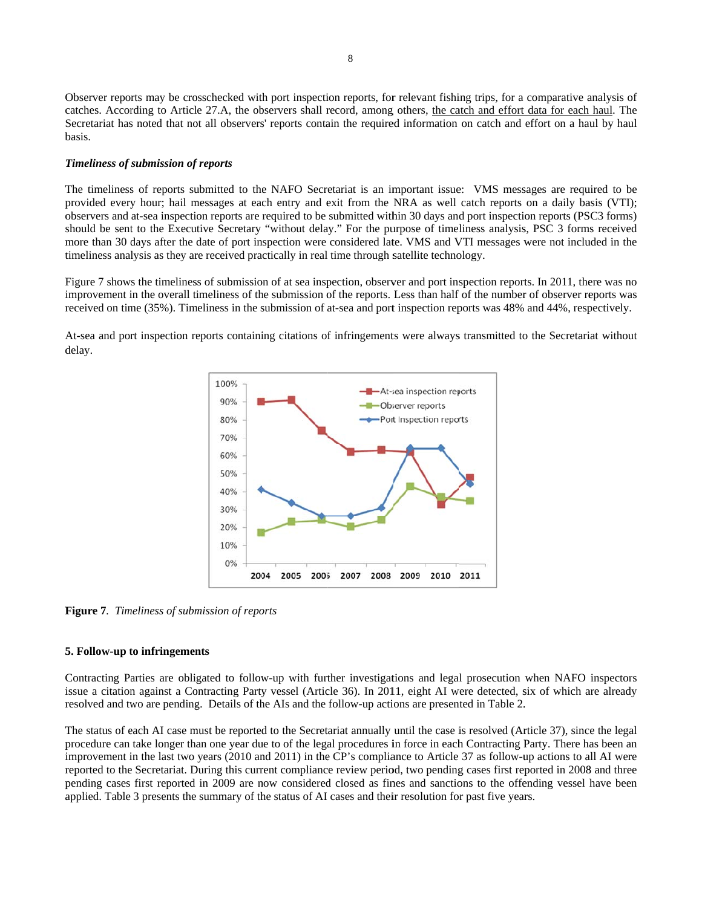Observer reports may be crosschecked with port inspection reports, for relevant fishing trips, for a comparative analysis of catches. According to Article 27.A, the observers shall record, among others, the catch and effort data for each haul. The Secretariat has noted that not all observers' reports contain the required information on catch and effort on a haul by haul basis.

***Timeliness of submission of reports***

The timeliness of reports submitted to the NAFO Secretariat is an important issue: VMS messages are required to be provided every hour; hail messages at each entry and exit from the NRA as well catch reports on a daily basis (VTI); observers and at-sea inspection reports are required to be submitted within 30 days and port inspection reports (PSC3 forms) should be sent to the Executive Secretary "without delay." For the purpose of timeliness analysis, PSC 3 forms received more than 30 days after the date of port inspection were considered late. VMS and VTI messages were not included in the timeliness analysis as they are received practically in real time through satellite technology.

Figure 7 shows the timeliness of submission of at sea inspection, observer and port inspection reports. In 2011, there was no improvement in the overall timeliness of the submission of the reports. Less than half of the number of observer reports was received on time (35%). Timeliness in the submission of at-sea and port inspection reports was 48% and 44%, respectively.

At-sea and port inspection reports containing citations of infringements were always transmitted to the Secretariat without delay.

100%
90%
80%
70%
60%
50%
40%
30%
20%
10%
0%

2004 2005 2006 2007 2008 2009 2010 2011

At-sea inspection reports
Observer reports
Port Inspection reports

**Figure 7**. *Timeliness of submission of reports*

## 5. Follow-up to infringements

Contracting Parties are obligated to follow-up with further investigations and legal prosecution when NAFO inspectors issue a citation against a Contracting Party vessel (Article 36). In 2011, eight AI were detected, six of which are already resolved and two are pending. Details of the AIs and the follow-up actions are presented in Table 2.

The status of each AI case must be reported to the Secretariat annually until the case is resolved (Article 37), since the legal procedure can take longer than one year due to of the legal procedures in force in each Contracting Party. There has been an improvement in the last two years (2010 and 2011) in the CP's compliance to Article 37 as follow-up actions to all AI were reported to the Secretariat. During this current compliance review period, two pending cases first reported in 2008 and three pending cases first reported in 2009 are now considered closed as fines and sanctions to the offending vessel have been applied. Table 3 presents the summary of the status of AI cases and their resolution for past five years.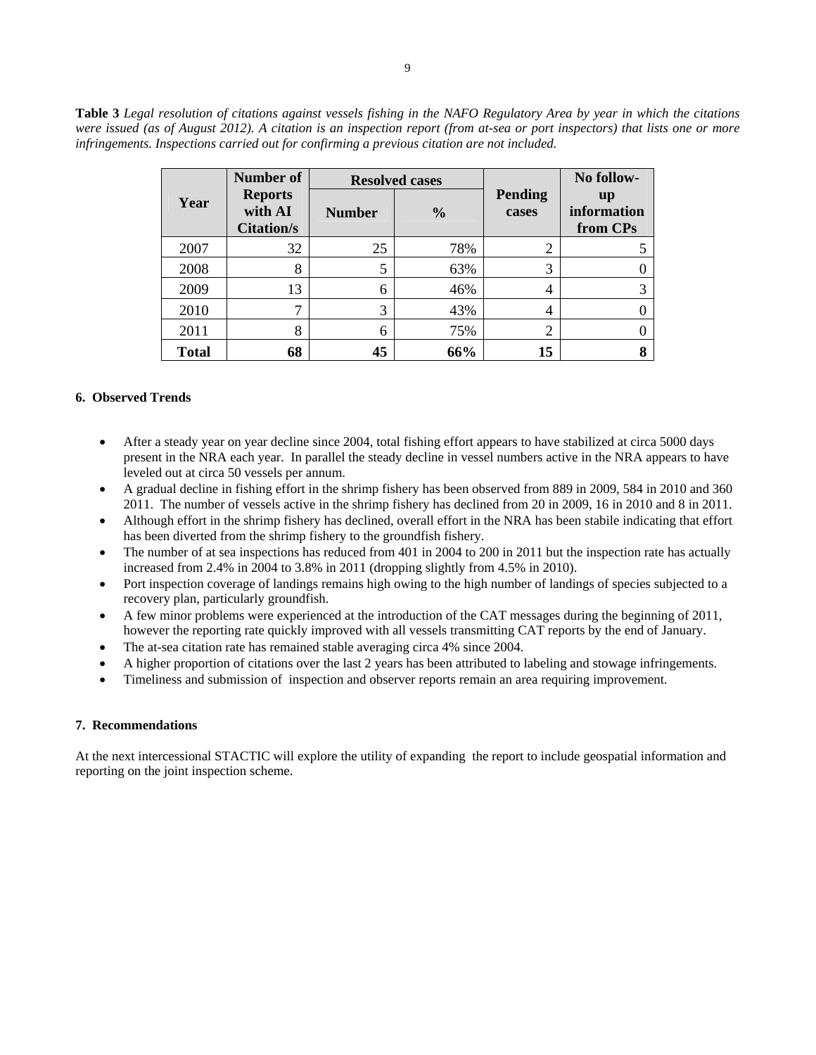**Table 3** *Legal resolution of citations against vessels fishing in the NAFO Regulatory Area by year in which the citations were issued (as of August 2012). A citation is an inspection report (from at-sea or port inspectors) that lists one or more infringements. Inspections carried out for confirming a previous citation are not included.*

| Year | Number of Reports with AI Citation/s | Resolved cases | | Pending cases | No follow-up information from CPs |
|---|---|---|---|---|---|
| | | Number | % | | |
| 2007 | 32 | 25 | 78% | 2 | 5 |
| 2008 | 8 | 5 | 63% | 3 | 0 |
| 2009 | 13 | 6 | 46% | 4 | 3 |
| 2010 | 7 | 3 | 43% | 4 | 0 |
| 2011 | 8 | 6 | 75% | 2 | 0 |
| **Total** | **68** | **45** | **66%** | **15** | **8** |

## 6. Observed Trends

- After a steady year on year decline since 2004, total fishing effort appears to have stabilized at circa 5000 days present in the NRA each year. In parallel the steady decline in vessel numbers active in the NRA appears to have leveled out at circa 50 vessels per annum.
- A gradual decline in fishing effort in the shrimp fishery has been observed from 889 in 2009, 584 in 2010 and 360 2011. The number of vessels active in the shrimp fishery has declined from 20 in 2009, 16 in 2010 and 8 in 2011.
- Although effort in the shrimp fishery has declined, overall effort in the NRA has been stabile indicating that effort has been diverted from the shrimp fishery to the groundfish fishery.
- The number of at sea inspections has reduced from 401 in 2004 to 200 in 2011 but the inspection rate has actually increased from 2.4% in 2004 to 3.8% in 2011 (dropping slightly from 4.5% in 2010).
- Port inspection coverage of landings remains high owing to the high number of landings of species subjected to a recovery plan, particularly groundfish.
- A few minor problems were experienced at the introduction of the CAT messages during the beginning of 2011, however the reporting rate quickly improved with all vessels transmitting CAT reports by the end of January.
- The at-sea citation rate has remained stable averaging circa 4% since 2004.
- A higher proportion of citations over the last 2 years has been attributed to labeling and stowage infringements.
- Timeliness and submission of inspection and observer reports remain an area requiring improvement.

## 7. Recommendations

At the next intercessional STACTIC will explore the utility of expanding the report to include geospatial information and reporting on the joint inspection scheme.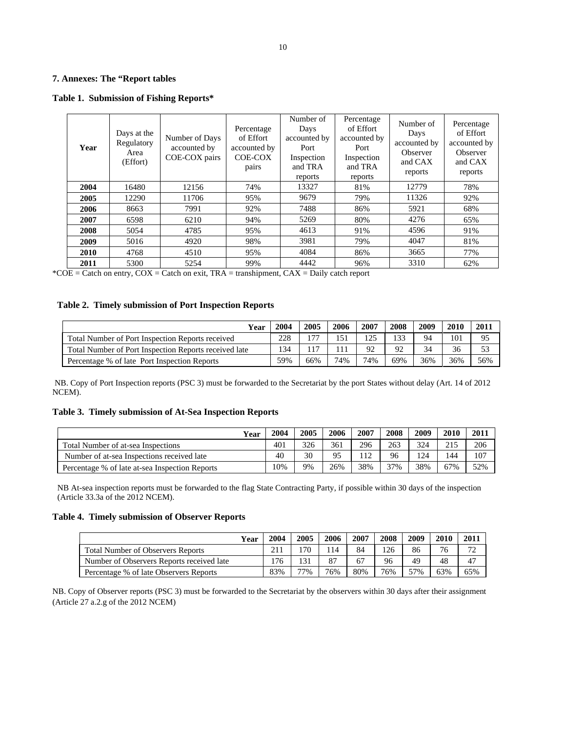## 7. Annexes: The "Report tables

### Table 1. Submission of Fishing Reports*

| Year | Days at the Regulatory Area (Effort) | Number of Days accounted by COE-COX pairs | Percentage of Effort accounted by COE-COX pairs | Number of Days accounted by Port Inspection and TRA reports | Percentage of Effort accounted by Port Inspection and TRA reports | Number of Days accounted by Observer and CAX reports | Percentage of Effort accounted by Observer and CAX reports |
|---|---|---|---|---|---|---|---|
| **2004** | 16480 | 12156 | 74% | 13327 | 81% | 12779 | 78% |
| **2005** | 12290 | 11706 | 95% | 9679 | 79% | 11326 | 92% |
| **2006** | 8663 | 7991 | 92% | 7488 | 86% | 5921 | 68% |
| **2007** | 6598 | 6210 | 94% | 5269 | 80% | 4276 | 65% |
| **2008** | 5054 | 4785 | 95% | 4613 | 91% | 4596 | 91% |
| **2009** | 5016 | 4920 | 98% | 3981 | 79% | 4047 | 81% |
| **2010** | 4768 | 4510 | 95% | 4084 | 86% | 3665 | 77% |
| **2011** | 5300 | 5254 | 99% | 4442 | 96% | 3310 | 62% |

*COE = Catch on entry, COX = Catch on exit, TRA = transhipment, CAX = Daily catch report

### Table 2. Timely submission of Port Inspection Reports

| Year | 2004 | 2005 | 2006 | 2007 | 2008 | 2009 | 2010 | 2011 |
|---|---|---|---|---|---|---|---|---|
| Total Number of Port Inspection Reports received | 228 | 177 | 151 | 125 | 133 | 94 | 101 | 95 |
| Total Number of Port Inspection Reports received late | 134 | 117 | 111 | 92 | 92 | 34 | 36 | 53 |
| Percentage % of late Port Inspection Reports | 59% | 66% | 74% | 74% | 69% | 36% | 36% | 56% |

NB. Copy of Port Inspection reports (PSC 3) must be forwarded to the Secretariat by the port States without delay (Art. 14 of 2012 NCEM).

### Table 3. Timely submission of At-Sea Inspection Reports

| Year | 2004 | 2005 | 2006 | 2007 | 2008 | 2009 | 2010 | 2011 |
|---|---|---|---|---|---|---|---|---|
| Total Number of at-sea Inspections | 401 | 326 | 361 | 296 | 263 | 324 | 215 | 206 |
| Number of at-sea Inspections received late | 40 | 30 | 95 | 112 | 96 | 124 | 144 | 107 |
| Percentage % of late at-sea Inspection Reports | 10% | 9% | 26% | 38% | 37% | 38% | 67% | 52% |

NB At-sea inspection reports must be forwarded to the flag State Contracting Party, if possible within 30 days of the inspection (Article 33.3a of the 2012 NCEM).

### Table 4. Timely submission of Observer Reports

| Year | 2004 | 2005 | 2006 | 2007 | 2008 | 2009 | 2010 | 2011 |
|---|---|---|---|---|---|---|---|---|
| Total Number of Observers Reports | 211 | 170 | 114 | 84 | 126 | 86 | 76 | 72 |
| Number of Observers Reports received late | 176 | 131 | 87 | 67 | 96 | 49 | 48 | 47 |
| Percentage % of late Observers Reports | 83% | 77% | 76% | 80% | 76% | 57% | 63% | 65% |

NB. Copy of Observer reports (PSC 3) must be forwarded to the Secretariat by the observers within 30 days after their assignment (Article 27 a.2.g of the 2012 NCEM)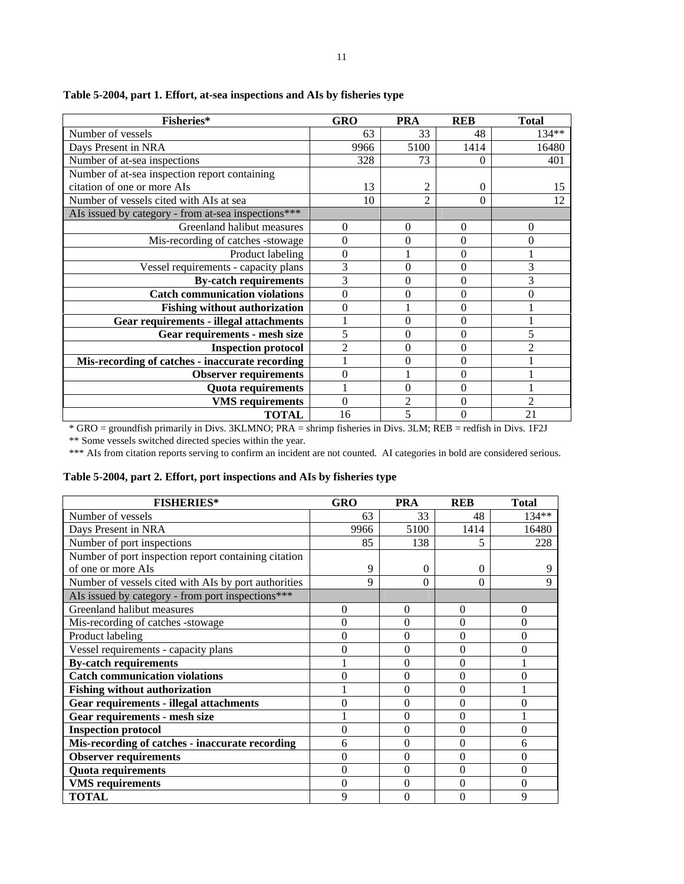**Table 5-2004, part 1. Effort, at-sea inspections and AIs by fisheries type**

| Fisheries* | GRO | PRA | REB | Total |
|---|---|---|---|---|
| Number of vessels | 63 | 33 | 48 | 134** |
| Days Present in NRA | 9966 | 5100 | 1414 | 16480 |
| Number of at-sea inspections | 328 | 73 | 0 | 401 |
| Number of at-sea inspection report containing citation of one or more AIs | 13 | 2 | 0 | 15 |
| Number of vessels cited with AIs at sea | 10 | 2 | 0 | 12 |
| AIs issued by category - from at-sea inspections*** | | | | |
| Greenland halibut measures | 0 | 0 | 0 | 0 |
| Mis-recording of catches -stowage | 0 | 0 | 0 | 0 |
| Product labeling | 0 | 1 | 0 | 1 |
| Vessel requirements - capacity plans | 3 | 0 | 0 | 3 |
| **By-catch requirements** | 3 | 0 | 0 | 3 |
| **Catch communication violations** | 0 | 0 | 0 | 0 |
| **Fishing without authorization** | 0 | 1 | 0 | 1 |
| **Gear requirements - illegal attachments** | 1 | 0 | 0 | 1 |
| **Gear requirements - mesh size** | 5 | 0 | 0 | 5 |
| **Inspection protocol** | 2 | 0 | 0 | 2 |
| **Mis-recording of catches - inaccurate recording** | 1 | 0 | 0 | 1 |
| **Observer requirements** | 0 | 1 | 0 | 1 |
| **Quota requirements** | 1 | 0 | 0 | 1 |
| **VMS requirements** | 0 | 2 | 0 | 2 |
| **TOTAL** | 16 | 5 | 0 | 21 |

* GRO = groundfish primarily in Divs. 3KLMNO; PRA = shrimp fisheries in Divs. 3LM; REB = redfish in Divs. 1F2J

** Some vessels switched directed species within the year.

*** AIs from citation reports serving to confirm an incident are not counted. AI categories in bold are considered serious.

**Table 5-2004, part 2. Effort, port inspections and AIs by fisheries type**

| FISHERIES* | GRO | PRA | REB | Total |
|---|---|---|---|---|
| Number of vessels | 63 | 33 | 48 | 134** |
| Days Present in NRA | 9966 | 5100 | 1414 | 16480 |
| Number of port inspections | 85 | 138 | 5 | 228 |
| Number of port inspection report containing citation of one or more AIs | 9 | 0 | 0 | 9 |
| Number of vessels cited with AIs by port authorities | 9 | 0 | 0 | 9 |
| AIs issued by category - from port inspections*** | | | | |
| Greenland halibut measures | 0 | 0 | 0 | 0 |
| Mis-recording of catches -stowage | 0 | 0 | 0 | 0 |
| Product labeling | 0 | 0 | 0 | 0 |
| Vessel requirements - capacity plans | 0 | 0 | 0 | 0 |
| **By-catch requirements** | 1 | 0 | 0 | 1 |
| **Catch communication violations** | 0 | 0 | 0 | 0 |
| **Fishing without authorization** | 1 | 0 | 0 | 1 |
| **Gear requirements - illegal attachments** | 0 | 0 | 0 | 0 |
| **Gear requirements - mesh size** | 1 | 0 | 0 | 1 |
| **Inspection protocol** | 0 | 0 | 0 | 0 |
| **Mis-recording of catches - inaccurate recording** | 6 | 0 | 0 | 6 |
| **Observer requirements** | 0 | 0 | 0 | 0 |
| **Quota requirements** | 0 | 0 | 0 | 0 |
| **VMS requirements** | 0 | 0 | 0 | 0 |
| **TOTAL** | 9 | 0 | 0 | 9 |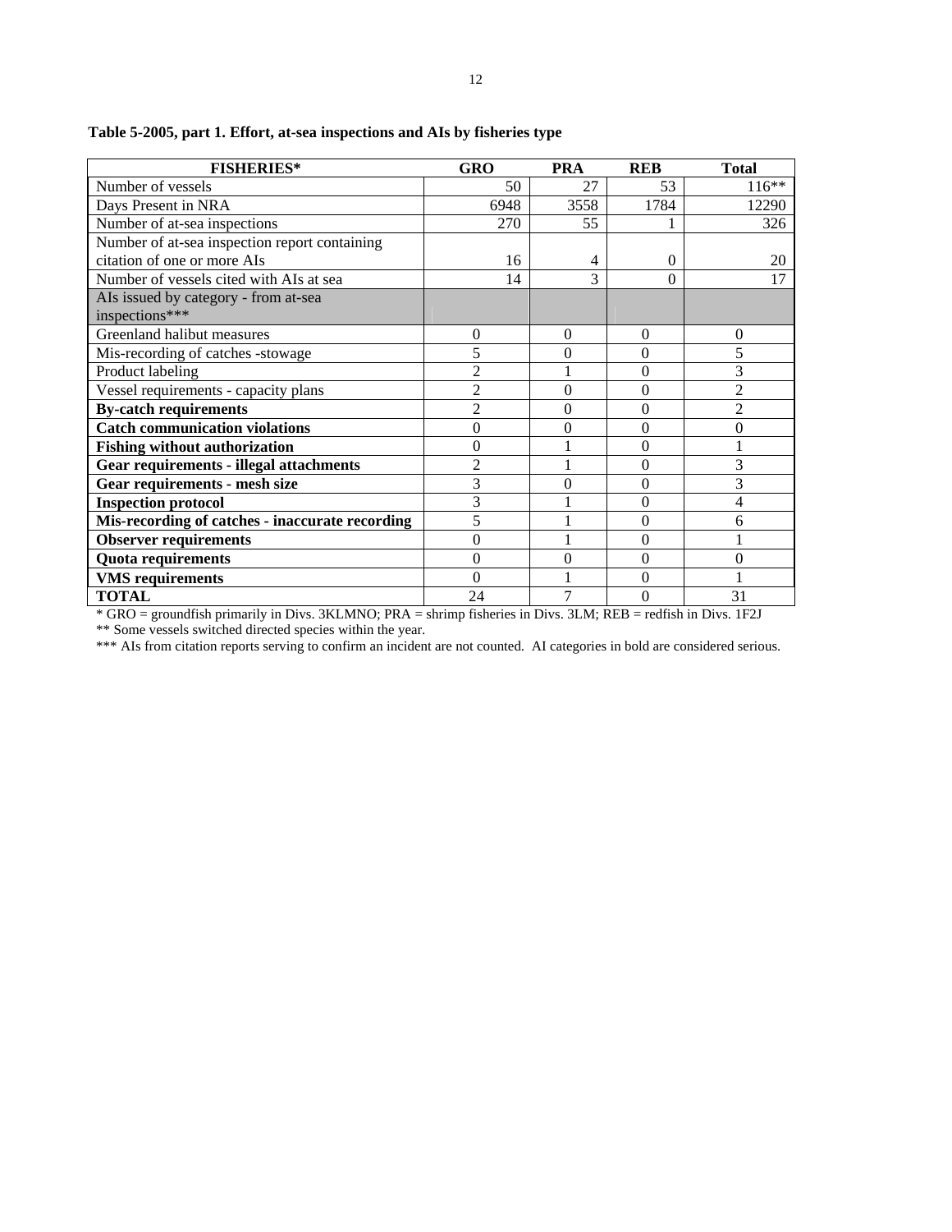**Table 5-2005, part 1. Effort, at-sea inspections and AIs by fisheries type**

| FISHERIES* | GRO | PRA | REB | Total |
|---|---|---|---|---|
| Number of vessels | 50 | 27 | 53 | 116** |
| Days Present in NRA | 6948 | 3558 | 1784 | 12290 |
| Number of at-sea inspections | 270 | 55 | 1 | 326 |
| Number of at-sea inspection report containing citation of one or more AIs | 16 | 4 | 0 | 20 |
| Number of vessels cited with AIs at sea | 14 | 3 | 0 | 17 |
| AIs issued by category - from at-sea inspections*** | | | | |
| Greenland halibut measures | 0 | 0 | 0 | 0 |
| Mis-recording of catches -stowage | 5 | 0 | 0 | 5 |
| Product labeling | 2 | 1 | 0 | 3 |
| Vessel requirements - capacity plans | 2 | 0 | 0 | 2 |
| **By-catch requirements** | 2 | 0 | 0 | 2 |
| **Catch communication violations** | 0 | 0 | 0 | 0 |
| **Fishing without authorization** | 0 | 1 | 0 | 1 |
| **Gear requirements - illegal attachments** | 2 | 1 | 0 | 3 |
| **Gear requirements - mesh size** | 3 | 0 | 0 | 3 |
| **Inspection protocol** | 3 | 1 | 0 | 4 |
| **Mis-recording of catches - inaccurate recording** | 5 | 1 | 0 | 6 |
| **Observer requirements** | 0 | 1 | 0 | 1 |
| **Quota requirements** | 0 | 0 | 0 | 0 |
| **VMS requirements** | 0 | 1 | 0 | 1 |
| **TOTAL** | 24 | 7 | 0 | 31 |

* GRO = groundfish primarily in Divs. 3KLMNO; PRA = shrimp fisheries in Divs. 3LM; REB = redfish in Divs. 1F2J

** Some vessels switched directed species within the year.

*** AIs from citation reports serving to confirm an incident are not counted. AI categories in bold are considered serious.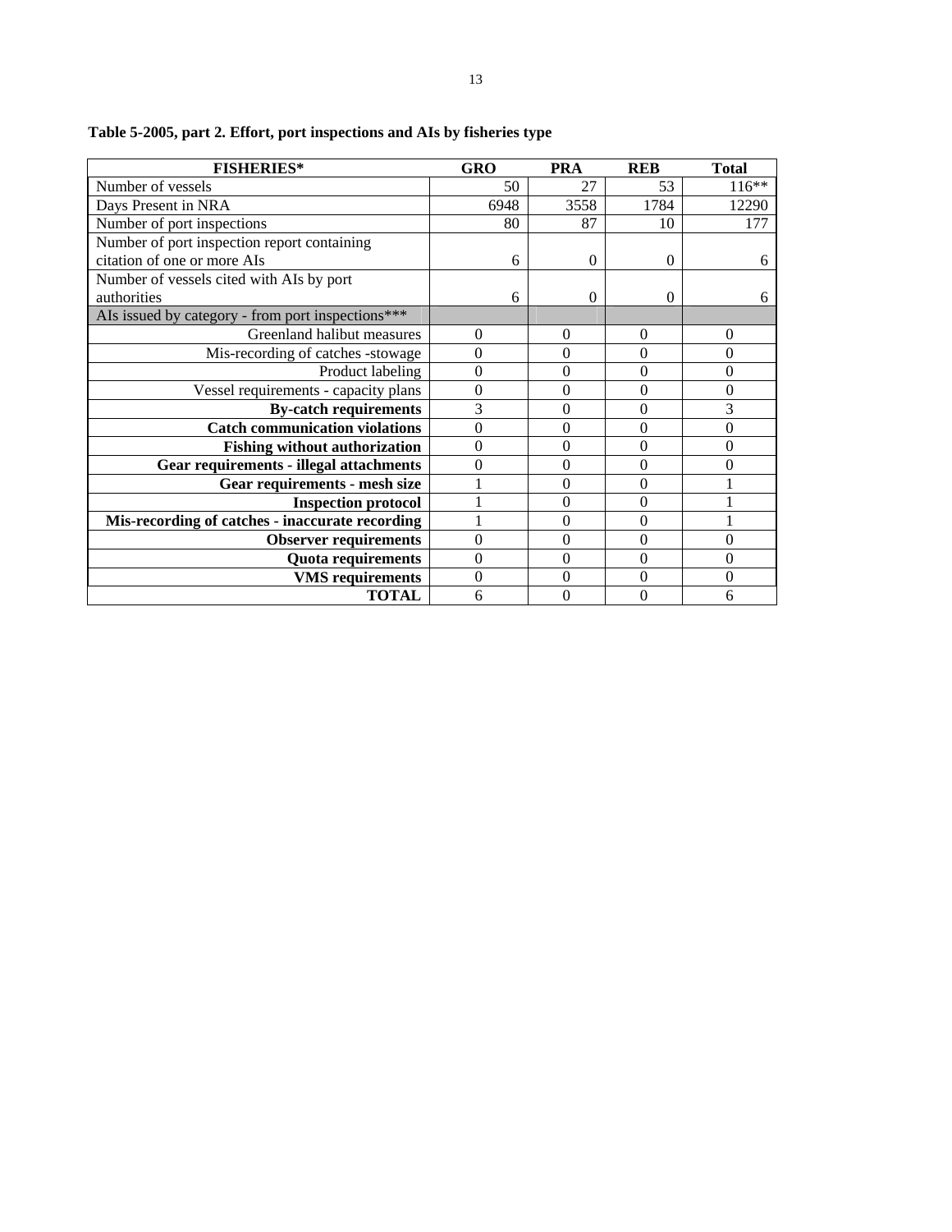**Table 5-2005, part 2. Effort, port inspections and AIs by fisheries type**

| FISHERIES* | GRO | PRA | REB | Total |
|---|---|---|---|---|
| Number of vessels | 50 | 27 | 53 | 116** |
| Days Present in NRA | 6948 | 3558 | 1784 | 12290 |
| Number of port inspections | 80 | 87 | 10 | 177 |
| Number of port inspection report containing citation of one or more AIs | 6 | 0 | 0 | 6 |
| Number of vessels cited with AIs by port authorities | 6 | 0 | 0 | 6 |
| AIs issued by category - from port inspections*** | | | | |
| Greenland halibut measures | 0 | 0 | 0 | 0 |
| Mis-recording of catches -stowage | 0 | 0 | 0 | 0 |
| Product labeling | 0 | 0 | 0 | 0 |
| Vessel requirements - capacity plans | 0 | 0 | 0 | 0 |
| **By-catch requirements** | 3 | 0 | 0 | 3 |
| **Catch communication violations** | 0 | 0 | 0 | 0 |
| **Fishing without authorization** | 0 | 0 | 0 | 0 |
| **Gear requirements - illegal attachments** | 0 | 0 | 0 | 0 |
| **Gear requirements - mesh size** | 1 | 0 | 0 | 1 |
| **Inspection protocol** | 1 | 0 | 0 | 1 |
| **Mis-recording of catches - inaccurate recording** | 1 | 0 | 0 | 1 |
| **Observer requirements** | 0 | 0 | 0 | 0 |
| **Quota requirements** | 0 | 0 | 0 | 0 |
| **VMS requirements** | 0 | 0 | 0 | 0 |
| **TOTAL** | 6 | 0 | 0 | 6 |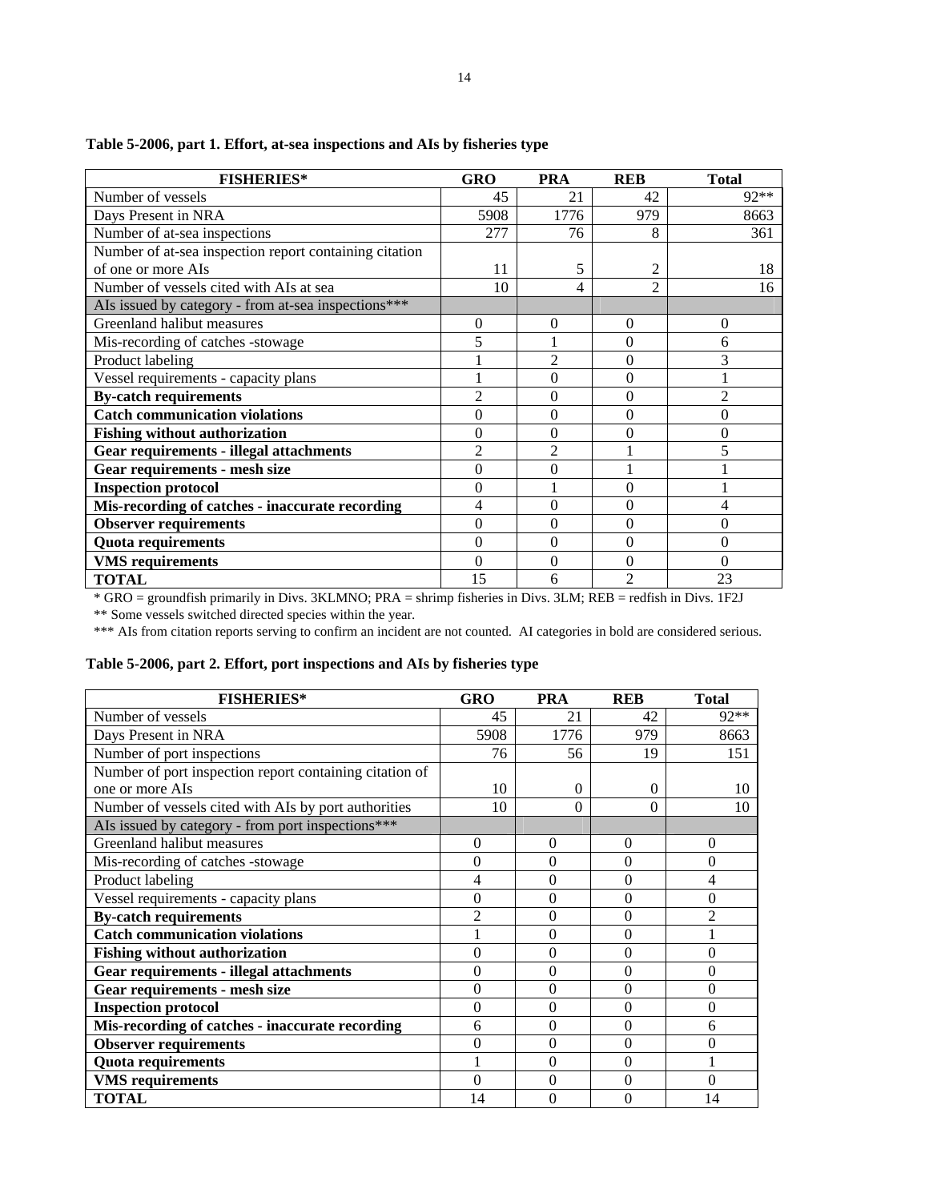**Table 5-2006, part 1. Effort, at-sea inspections and AIs by fisheries type**

| FISHERIES* | GRO | PRA | REB | Total |
|---|---|---|---|---|
| Number of vessels | 45 | 21 | 42 | 92** |
| Days Present in NRA | 5908 | 1776 | 979 | 8663 |
| Number of at-sea inspections | 277 | 76 | 8 | 361 |
| Number of at-sea inspection report containing citation of one or more AIs | 11 | 5 | 2 | 18 |
| Number of vessels cited with AIs at sea | 10 | 4 | 2 | 16 |
| AIs issued by category - from at-sea inspections*** | | | | |
| Greenland halibut measures | 0 | 0 | 0 | 0 |
| Mis-recording of catches -stowage | 5 | 1 | 0 | 6 |
| Product labeling | 1 | 2 | 0 | 3 |
| Vessel requirements - capacity plans | 1 | 0 | 0 | 1 |
| **By-catch requirements** | 2 | 0 | 0 | 2 |
| **Catch communication violations** | 0 | 0 | 0 | 0 |
| **Fishing without authorization** | 0 | 0 | 0 | 0 |
| **Gear requirements - illegal attachments** | 2 | 2 | 1 | 5 |
| **Gear requirements - mesh size** | 0 | 0 | 1 | 1 |
| **Inspection protocol** | 0 | 1 | 0 | 1 |
| **Mis-recording of catches - inaccurate recording** | 4 | 0 | 0 | 4 |
| **Observer requirements** | 0 | 0 | 0 | 0 |
| **Quota requirements** | 0 | 0 | 0 | 0 |
| **VMS requirements** | 0 | 0 | 0 | 0 |
| **TOTAL** | 15 | 6 | 2 | 23 |

* GRO = groundfish primarily in Divs. 3KLMNO; PRA = shrimp fisheries in Divs. 3LM; REB = redfish in Divs. 1F2J

** Some vessels switched directed species within the year.

*** AIs from citation reports serving to confirm an incident are not counted. AI categories in bold are considered serious.

**Table 5-2006, part 2. Effort, port inspections and AIs by fisheries type**

| FISHERIES* | GRO | PRA | REB | Total |
|---|---|---|---|---|
| Number of vessels | 45 | 21 | 42 | 92** |
| Days Present in NRA | 5908 | 1776 | 979 | 8663 |
| Number of port inspections | 76 | 56 | 19 | 151 |
| Number of port inspection report containing citation of one or more AIs | 10 | 0 | 0 | 10 |
| Number of vessels cited with AIs by port authorities | 10 | 0 | 0 | 10 |
| AIs issued by category - from port inspections*** | | | | |
| Greenland halibut measures | 0 | 0 | 0 | 0 |
| Mis-recording of catches -stowage | 0 | 0 | 0 | 0 |
| Product labeling | 4 | 0 | 0 | 4 |
| Vessel requirements - capacity plans | 0 | 0 | 0 | 0 |
| **By-catch requirements** | 2 | 0 | 0 | 2 |
| **Catch communication violations** | 1 | 0 | 0 | 1 |
| **Fishing without authorization** | 0 | 0 | 0 | 0 |
| **Gear requirements - illegal attachments** | 0 | 0 | 0 | 0 |
| **Gear requirements - mesh size** | 0 | 0 | 0 | 0 |
| **Inspection protocol** | 0 | 0 | 0 | 0 |
| **Mis-recording of catches - inaccurate recording** | 6 | 0 | 0 | 6 |
| **Observer requirements** | 0 | 0 | 0 | 0 |
| **Quota requirements** | 1 | 0 | 0 | 1 |
| **VMS requirements** | 0 | 0 | 0 | 0 |
| **TOTAL** | 14 | 0 | 0 | 14 |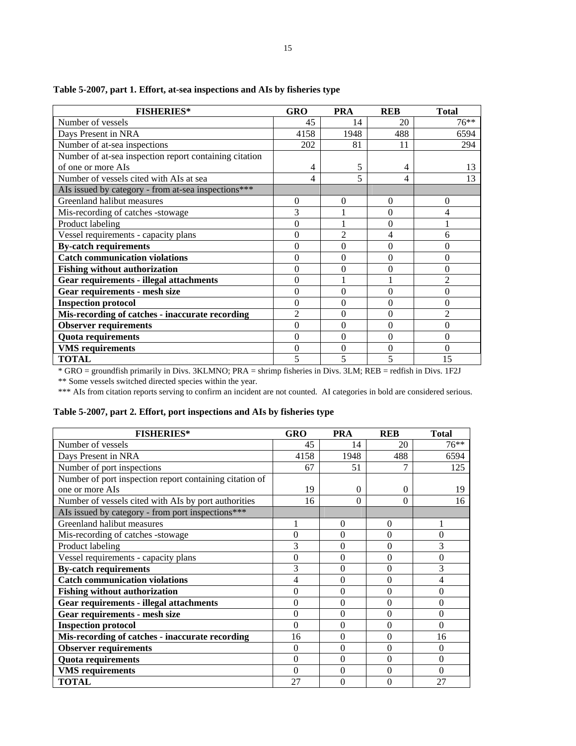**Table 5-2007, part 1. Effort, at-sea inspections and AIs by fisheries type**

| FISHERIES* | GRO | PRA | REB | Total |
|---|---|---|---|---|
| Number of vessels | 45 | 14 | 20 | 76** |
| Days Present in NRA | 4158 | 1948 | 488 | 6594 |
| Number of at-sea inspections | 202 | 81 | 11 | 294 |
| Number of at-sea inspection report containing citation of one or more AIs | 4 | 5 | 4 | 13 |
| Number of vessels cited with AIs at sea | 4 | 5 | 4 | 13 |
| AIs issued by category - from at-sea inspections*** | | | | |
| Greenland halibut measures | 0 | 0 | 0 | 0 |
| Mis-recording of catches -stowage | 3 | 1 | 0 | 4 |
| Product labeling | 0 | 1 | 0 | 1 |
| Vessel requirements - capacity plans | 0 | 2 | 4 | 6 |
| **By-catch requirements** | 0 | 0 | 0 | 0 |
| **Catch communication violations** | 0 | 0 | 0 | 0 |
| **Fishing without authorization** | 0 | 0 | 0 | 0 |
| **Gear requirements - illegal attachments** | 0 | 1 | 1 | 2 |
| **Gear requirements - mesh size** | 0 | 0 | 0 | 0 |
| **Inspection protocol** | 0 | 0 | 0 | 0 |
| **Mis-recording of catches - inaccurate recording** | 2 | 0 | 0 | 2 |
| **Observer requirements** | 0 | 0 | 0 | 0 |
| **Quota requirements** | 0 | 0 | 0 | 0 |
| **VMS requirements** | 0 | 0 | 0 | 0 |
| **TOTAL** | 5 | 5 | 5 | 15 |

\* GRO = groundfish primarily in Divs. 3KLMNO; PRA = shrimp fisheries in Divs. 3LM; REB = redfish in Divs. 1F2J

** Some vessels switched directed species within the year.

*** AIs from citation reports serving to confirm an incident are not counted. AI categories in bold are considered serious.

**Table 5-2007, part 2. Effort, port inspections and AIs by fisheries type**

| FISHERIES* | GRO | PRA | REB | Total |
|---|---|---|---|---|
| Number of vessels | 45 | 14 | 20 | 76** |
| Days Present in NRA | 4158 | 1948 | 488 | 6594 |
| Number of port inspections | 67 | 51 | 7 | 125 |
| Number of port inspection report containing citation of one or more AIs | 19 | 0 | 0 | 19 |
| Number of vessels cited with AIs by port authorities | 16 | 0 | 0 | 16 |
| AIs issued by category - from port inspections*** | | | | |
| Greenland halibut measures | 1 | 0 | 0 | 1 |
| Mis-recording of catches -stowage | 0 | 0 | 0 | 0 |
| Product labeling | 3 | 0 | 0 | 3 |
| Vessel requirements - capacity plans | 0 | 0 | 0 | 0 |
| **By-catch requirements** | 3 | 0 | 0 | 3 |
| **Catch communication violations** | 4 | 0 | 0 | 4 |
| **Fishing without authorization** | 0 | 0 | 0 | 0 |
| **Gear requirements - illegal attachments** | 0 | 0 | 0 | 0 |
| **Gear requirements - mesh size** | 0 | 0 | 0 | 0 |
| **Inspection protocol** | 0 | 0 | 0 | 0 |
| **Mis-recording of catches - inaccurate recording** | 16 | 0 | 0 | 16 |
| **Observer requirements** | 0 | 0 | 0 | 0 |
| **Quota requirements** | 0 | 0 | 0 | 0 |
| **VMS requirements** | 0 | 0 | 0 | 0 |
| **TOTAL** | 27 | 0 | 0 | 27 |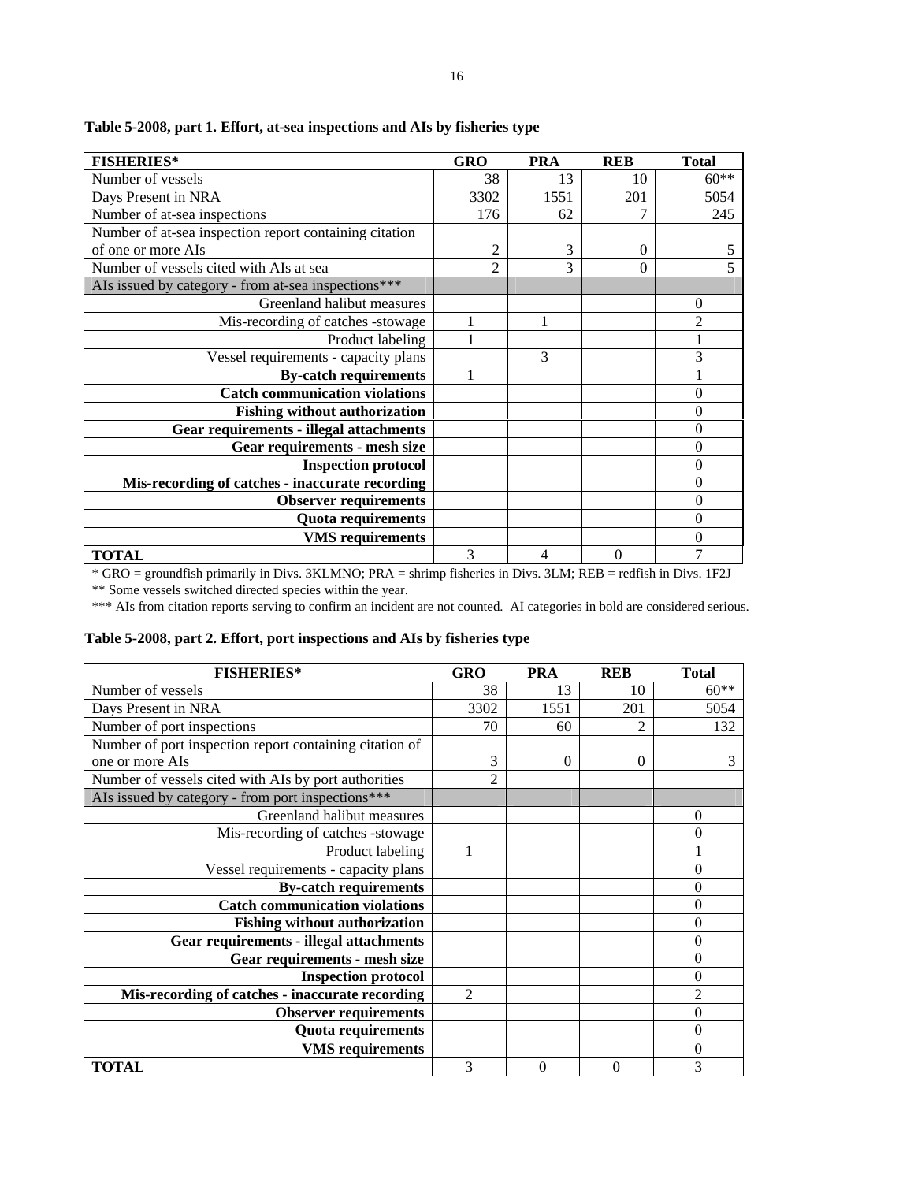**Table 5-2008, part 1. Effort, at-sea inspections and AIs by fisheries type**

| FISHERIES* | GRO | PRA | REB | Total |
|---|---|---|---|---|
| Number of vessels | 38 | 13 | 10 | 60** |
| Days Present in NRA | 3302 | 1551 | 201 | 5054 |
| Number of at-sea inspections | 176 | 62 | 7 | 245 |
| Number of at-sea inspection report containing citation of one or more AIs | 2 | 3 | 0 | 5 |
| Number of vessels cited with AIs at sea | 2 | 3 | 0 | 5 |
| AIs issued by category - from at-sea inspections*** | | | | |
| Greenland halibut measures | | | | 0 |
| Mis-recording of catches -stowage | 1 | 1 | | 2 |
| Product labeling | 1 | | | 1 |
| Vessel requirements - capacity plans | | 3 | | 3 |
| **By-catch requirements** | 1 | | | 1 |
| **Catch communication violations** | | | | 0 |
| **Fishing without authorization** | | | | 0 |
| **Gear requirements - illegal attachments** | | | | 0 |
| **Gear requirements - mesh size** | | | | 0 |
| **Inspection protocol** | | | | 0 |
| **Mis-recording of catches - inaccurate recording** | | | | 0 |
| **Observer requirements** | | | | 0 |
| **Quota requirements** | | | | 0 |
| **VMS requirements** | | | | 0 |
| **TOTAL** | 3 | 4 | 0 | 7 |

\* GRO = groundfish primarily in Divs. 3KLMNO; PRA = shrimp fisheries in Divs. 3LM; REB = redfish in Divs. 1F2J

** Some vessels switched directed species within the year.

*** AIs from citation reports serving to confirm an incident are not counted. AI categories in bold are considered serious.

**Table 5-2008, part 2. Effort, port inspections and AIs by fisheries type**

| FISHERIES* | GRO | PRA | REB | Total |
|---|---|---|---|---|
| Number of vessels | 38 | 13 | 10 | 60** |
| Days Present in NRA | 3302 | 1551 | 201 | 5054 |
| Number of port inspections | 70 | 60 | 2 | 132 |
| Number of port inspection report containing citation of one or more AIs | 3 | 0 | 0 | 3 |
| Number of vessels cited with AIs by port authorities | 2 | | | |
| AIs issued by category - from port inspections*** | | | | |
| Greenland halibut measures | | | | 0 |
| Mis-recording of catches -stowage | | | | 0 |
| Product labeling | 1 | | | 1 |
| Vessel requirements - capacity plans | | | | 0 |
| **By-catch requirements** | | | | 0 |
| **Catch communication violations** | | | | 0 |
| **Fishing without authorization** | | | | 0 |
| **Gear requirements - illegal attachments** | | | | 0 |
| **Gear requirements - mesh size** | | | | 0 |
| **Inspection protocol** | | | | 0 |
| **Mis-recording of catches - inaccurate recording** | 2 | | | 2 |
| **Observer requirements** | | | | 0 |
| **Quota requirements** | | | | 0 |
| **VMS requirements** | | | | 0 |
| **TOTAL** | 3 | 0 | 0 | 3 |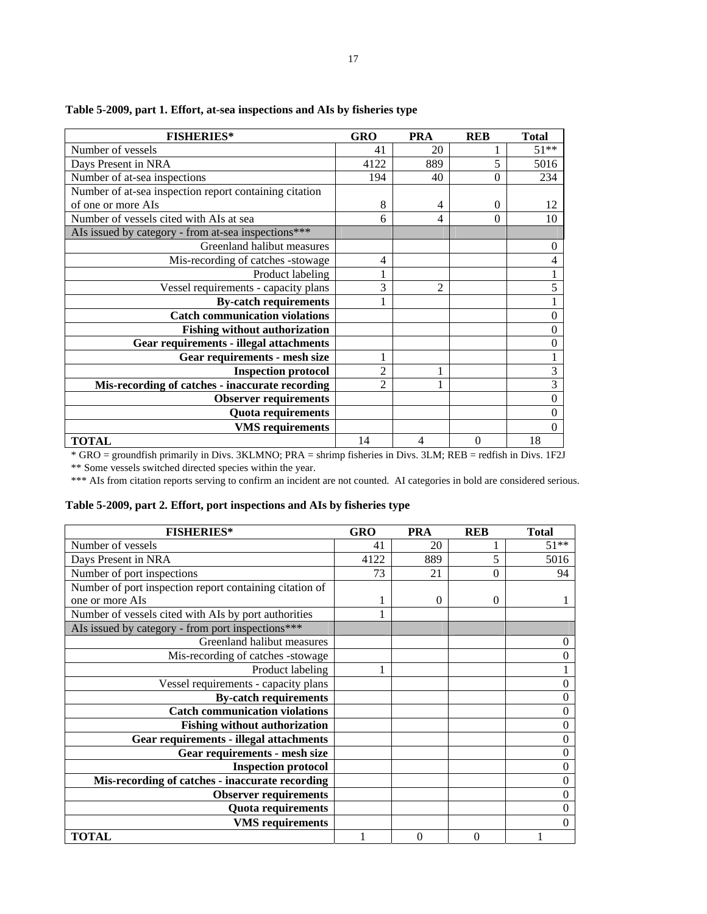**Table 5-2009, part 1. Effort, at-sea inspections and AIs by fisheries type**

| FISHERIES* | GRO | PRA | REB | Total |
|---|---|---|---|---|
| Number of vessels | 41 | 20 | 1 | 51** |
| Days Present in NRA | 4122 | 889 | 5 | 5016 |
| Number of at-sea inspections | 194 | 40 | 0 | 234 |
| Number of at-sea inspection report containing citation of one or more AIs | 8 | 4 | 0 | 12 |
| Number of vessels cited with AIs at sea | 6 | 4 | 0 | 10 |
| AIs issued by category - from at-sea inspections*** | | | | |
| Greenland halibut measures | | | | 0 |
| Mis-recording of catches -stowage | 4 | | | 4 |
| Product labeling | 1 | | | 1 |
| Vessel requirements - capacity plans | 3 | 2 | | 5 |
| **By-catch requirements** | 1 | | | 1 |
| **Catch communication violations** | | | | 0 |
| **Fishing without authorization** | | | | 0 |
| **Gear requirements - illegal attachments** | | | | 0 |
| **Gear requirements - mesh size** | 1 | | | 1 |
| **Inspection protocol** | 2 | 1 | | 3 |
| **Mis-recording of catches - inaccurate recording** | 2 | 1 | | 3 |
| **Observer requirements** | | | | 0 |
| **Quota requirements** | | | | 0 |
| **VMS requirements** | | | | 0 |
| **TOTAL** | 14 | 4 | 0 | 18 |

\* GRO = groundfish primarily in Divs. 3KLMNO; PRA = shrimp fisheries in Divs. 3LM; REB = redfish in Divs. 1F2J

** Some vessels switched directed species within the year.

*** AIs from citation reports serving to confirm an incident are not counted. AI categories in bold are considered serious.

**Table 5-2009, part 2. Effort, port inspections and AIs by fisheries type**

| FISHERIES* | GRO | PRA | REB | Total |
|---|---|---|---|---|
| Number of vessels | 41 | 20 | 1 | 51** |
| Days Present in NRA | 4122 | 889 | 5 | 5016 |
| Number of port inspections | 73 | 21 | 0 | 94 |
| Number of port inspection report containing citation of one or more AIs | 1 | 0 | 0 | 1 |
| Number of vessels cited with AIs by port authorities | 1 | | | |
| AIs issued by category - from port inspections*** | | | | |
| Greenland halibut measures | | | | 0 |
| Mis-recording of catches -stowage | | | | 0 |
| Product labeling | 1 | | | 1 |
| Vessel requirements - capacity plans | | | | 0 |
| **By-catch requirements** | | | | 0 |
| **Catch communication violations** | | | | 0 |
| **Fishing without authorization** | | | | 0 |
| **Gear requirements - illegal attachments** | | | | 0 |
| **Gear requirements - mesh size** | | | | 0 |
| **Inspection protocol** | | | | 0 |
| **Mis-recording of catches - inaccurate recording** | | | | 0 |
| **Observer requirements** | | | | 0 |
| **Quota requirements** | | | | 0 |
| **VMS requirements** | | | | 0 |
| **TOTAL** | 1 | 0 | 0 | 1 |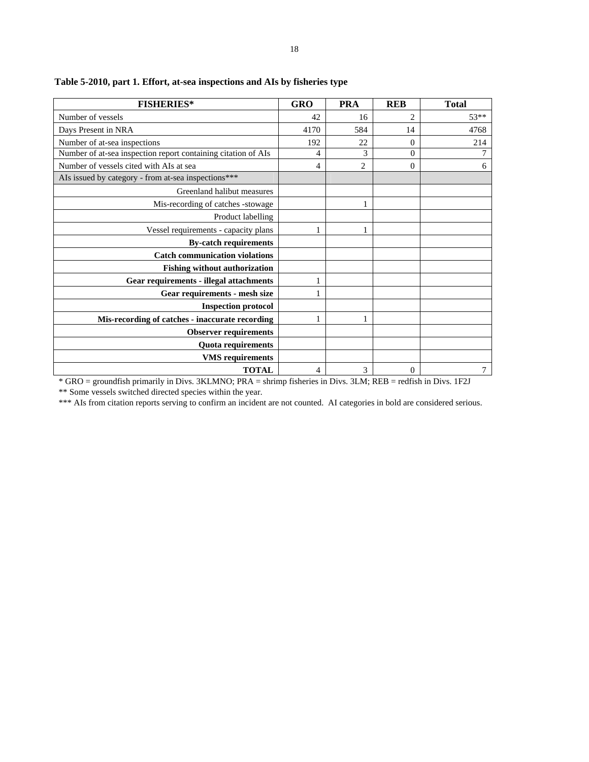**Table 5-2010, part 1. Effort, at-sea inspections and AIs by fisheries type**

| FISHERIES* | GRO | PRA | REB | Total |
|---|---|---|---|---|
| Number of vessels | 42 | 16 | 2 | 53** |
| Days Present in NRA | 4170 | 584 | 14 | 4768 |
| Number of at-sea inspections | 192 | 22 | 0 | 214 |
| Number of at-sea inspection report containing citation of AIs | 4 | 3 | 0 | 7 |
| Number of vessels cited with AIs at sea | 4 | 2 | 0 | 6 |
| AIs issued by category - from at-sea inspections*** | | | | |
| Greenland halibut measures | | | | |
| Mis-recording of catches -stowage | | 1 | | |
| Product labelling | | | | |
| Vessel requirements - capacity plans | 1 | 1 | | |
| **By-catch requirements** | | | | |
| **Catch communication violations** | | | | |
| **Fishing without authorization** | | | | |
| **Gear requirements - illegal attachments** | 1 | | | |
| **Gear requirements - mesh size** | 1 | | | |
| **Inspection protocol** | | | | |
| **Mis-recording of catches - inaccurate recording** | 1 | 1 | | |
| **Observer requirements** | | | | |
| **Quota requirements** | | | | |
| **VMS requirements** | | | | |
| **TOTAL** | 4 | 3 | 0 | 7 |

\* GRO = groundfish primarily in Divs. 3KLMNO; PRA = shrimp fisheries in Divs. 3LM; REB = redfish in Divs. 1F2J

** Some vessels switched directed species within the year.

*** AIs from citation reports serving to confirm an incident are not counted. AI categories in bold are considered serious.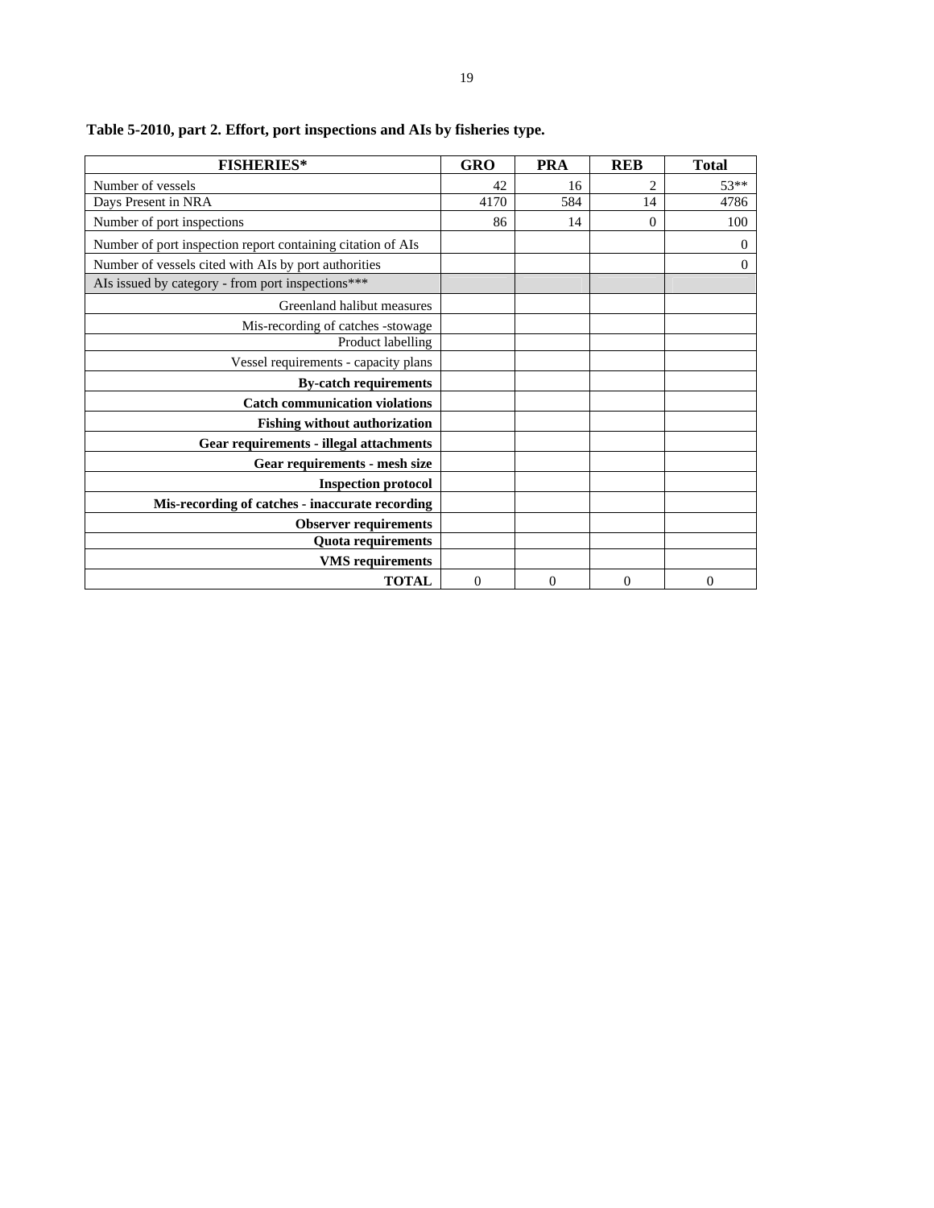**Table 5-2010, part 2. Effort, port inspections and AIs by fisheries type.**

| FISHERIES* | GRO | PRA | REB | Total |
|---|---|---|---|---|
| Number of vessels | 42 | 16 | 2 | 53** |
| Days Present in NRA | 4170 | 584 | 14 | 4786 |
| Number of port inspections | 86 | 14 | 0 | 100 |
| Number of port inspection report containing citation of AIs | | | | 0 |
| Number of vessels cited with AIs by port authorities | | | | 0 |
| AIs issued by category - from port inspections*** | | | | |
| Greenland halibut measures | | | | |
| Mis-recording of catches -stowage | | | | |
| Product labelling | | | | |
| Vessel requirements - capacity plans | | | | |
| **By-catch requirements** | | | | |
| **Catch communication violations** | | | | |
| **Fishing without authorization** | | | | |
| **Gear requirements - illegal attachments** | | | | |
| **Gear requirements - mesh size** | | | | |
| **Inspection protocol** | | | | |
| **Mis-recording of catches - inaccurate recording** | | | | |
| **Observer requirements** | | | | |
| **Quota requirements** | | | | |
| **VMS requirements** | | | | |
| **TOTAL** | 0 | 0 | 0 | 0 |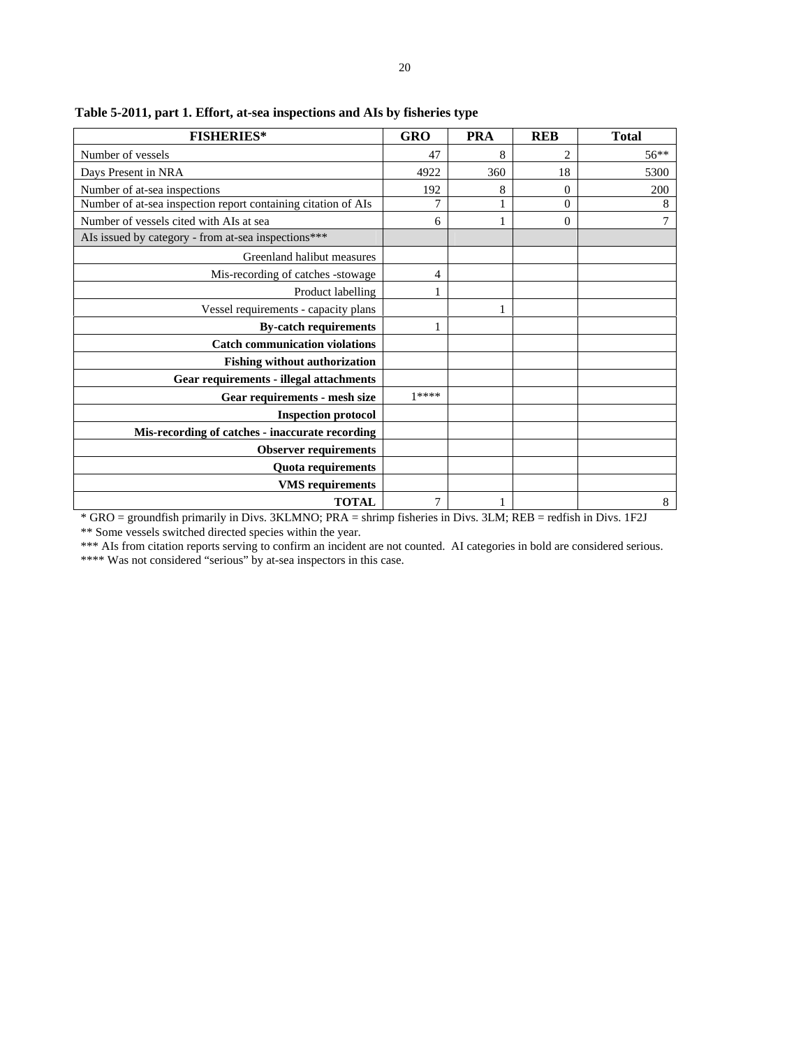**Table 5-2011, part 1. Effort, at-sea inspections and AIs by fisheries type**

| FISHERIES* | GRO | PRA | REB | Total |
|---|---|---|---|---|
| Number of vessels | 47 | 8 | 2 | 56** |
| Days Present in NRA | 4922 | 360 | 18 | 5300 |
| Number of at-sea inspections | 192 | 8 | 0 | 200 |
| Number of at-sea inspection report containing citation of AIs | 7 | 1 | 0 | 8 |
| Number of vessels cited with AIs at sea | 6 | 1 | 0 | 7 |
| AIs issued by category - from at-sea inspections*** | | | | |
| Greenland halibut measures | | | | |
| Mis-recording of catches -stowage | 4 | | | |
| Product labelling | 1 | | | |
| Vessel requirements - capacity plans | | 1 | | |
| **By-catch requirements** | 1 | | | |
| **Catch communication violations** | | | | |
| **Fishing without authorization** | | | | |
| **Gear requirements - illegal attachments** | | | | |
| **Gear requirements - mesh size** | 1**** | | | |
| **Inspection protocol** | | | | |
| **Mis-recording of catches - inaccurate recording** | | | | |
| **Observer requirements** | | | | |
| **Quota requirements** | | | | |
| **VMS requirements** | | | | |
| **TOTAL** | 7 | 1 | | 8 |

* GRO = groundfish primarily in Divs. 3KLMNO; PRA = shrimp fisheries in Divs. 3LM; REB = redfish in Divs. 1F2J

** Some vessels switched directed species within the year.

*** AIs from citation reports serving to confirm an incident are not counted. AI categories in bold are considered serious.

**** Was not considered "serious" by at-sea inspectors in this case.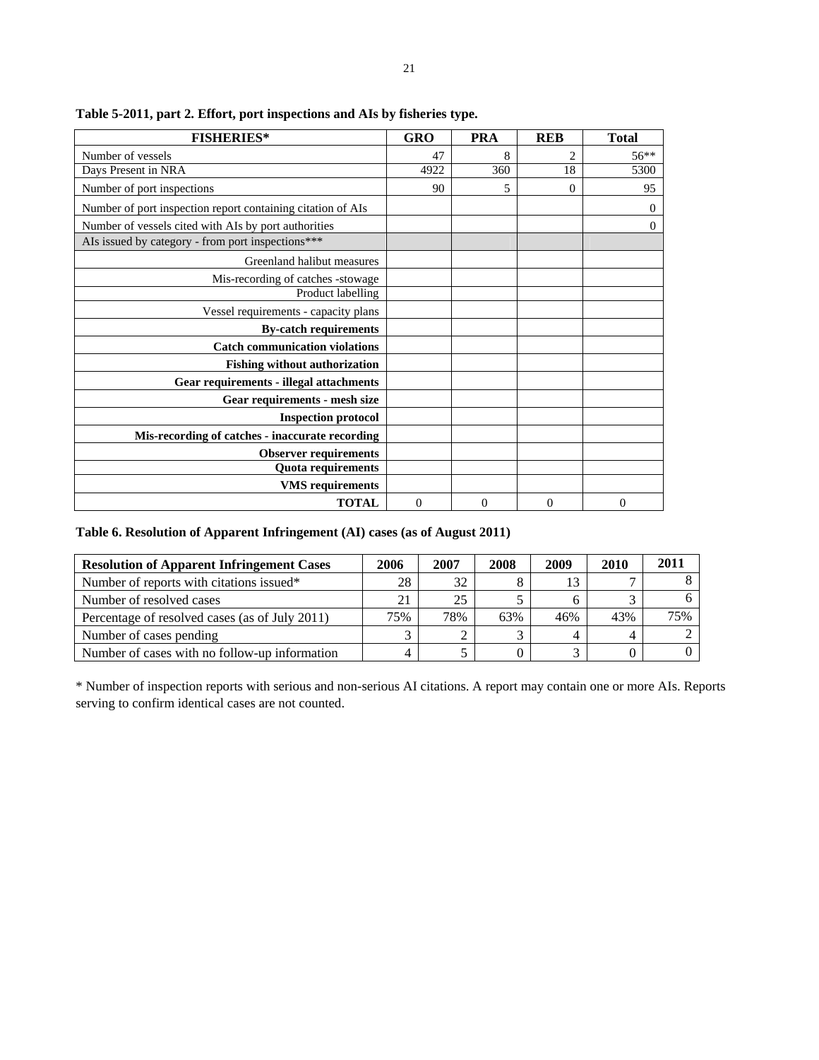**Table 5-2011, part 2. Effort, port inspections and AIs by fisheries type.**

| FISHERIES* | GRO | PRA | REB | Total |
|---|---|---|---|---|
| Number of vessels | 47 | 8 | 2 | 56** |
| Days Present in NRA | 4922 | 360 | 18 | 5300 |
| Number of port inspections | 90 | 5 | 0 | 95 |
| Number of port inspection report containing citation of AIs | | | | 0 |
| Number of vessels cited with AIs by port authorities | | | | 0 |
| AIs issued by category - from port inspections*** | | | | |
| Greenland halibut measures | | | | |
| Mis-recording of catches -stowage | | | | |
| Product labelling | | | | |
| Vessel requirements - capacity plans | | | | |
| **By-catch requirements** | | | | |
| **Catch communication violations** | | | | |
| **Fishing without authorization** | | | | |
| **Gear requirements - illegal attachments** | | | | |
| **Gear requirements - mesh size** | | | | |
| **Inspection protocol** | | | | |
| **Mis-recording of catches - inaccurate recording** | | | | |
| **Observer requirements** | | | | |
| **Quota requirements** | | | | |
| **VMS requirements** | | | | |
| **TOTAL** | 0 | 0 | 0 | 0 |

**Table 6. Resolution of Apparent Infringement (AI) cases (as of August 2011)**

| Resolution of Apparent Infringement Cases | 2006 | 2007 | 2008 | 2009 | 2010 | 2011 |
|---|---|---|---|---|---|---|
| Number of reports with citations issued* | 28 | 32 | 8 | 13 | 7 | 8 |
| Number of resolved cases | 21 | 25 | 5 | 6 | 3 | 6 |
| Percentage of resolved cases (as of July 2011) | 75% | 78% | 63% | 46% | 43% | 75% |
| Number of cases pending | 3 | 2 | 3 | 4 | 4 | 2 |
| Number of cases with no follow-up information | 4 | 5 | 0 | 3 | 0 | 0 |

* Number of inspection reports with serious and non-serious AI citations. A report may contain one or more AIs. Reports serving to confirm identical cases are not counted.